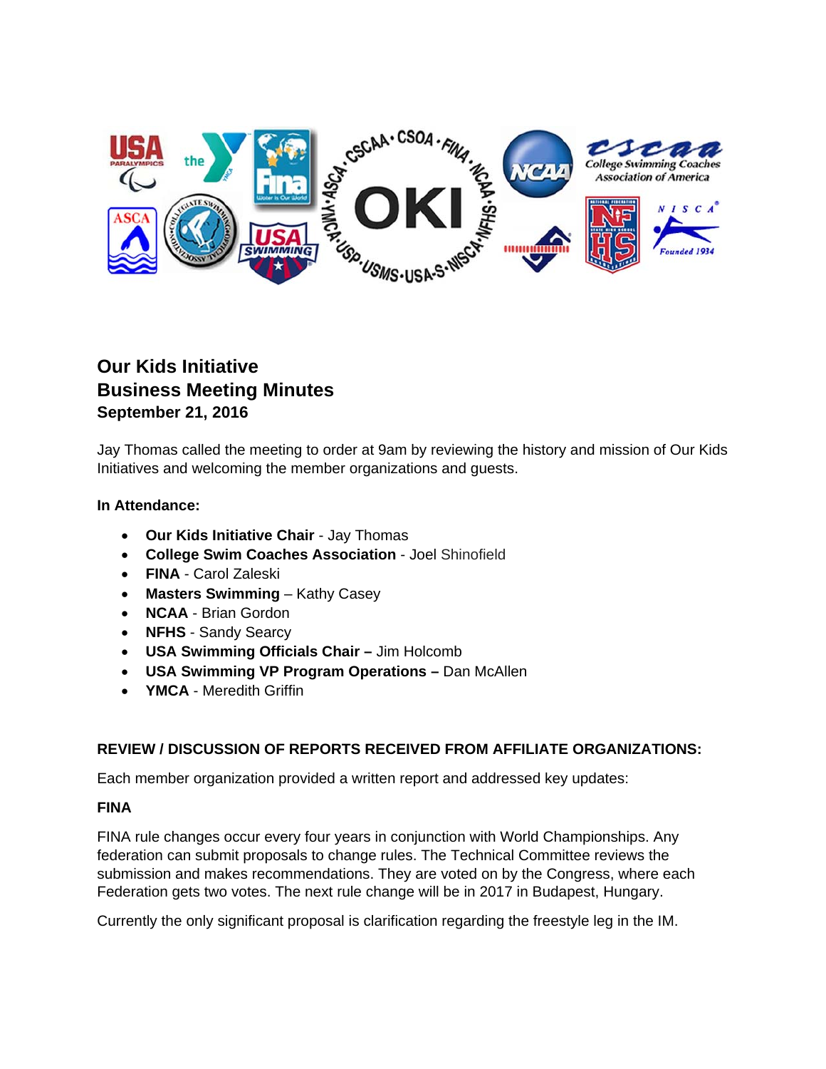**Our Kids Initiative**
**Business Meeting Minutes**
**September 21, 2016**

Jay Thomas called the meeting to order at 9am by reviewing the history and mission of Our Kids Initiatives and welcoming the member organizations and guests.

**In Attendance:**

- **Our Kids Initiative Chair** - Jay Thomas
- **College Swim Coaches Association** - Joel Shinofield
- **FINA** - Carol Zaleski
- **Masters Swimming** – Kathy Casey
- **NCAA** - Brian Gordon
- **NFHS** - Sandy Searcy
- **USA Swimming Officials Chair –** Jim Holcomb
- **USA Swimming VP Program Operations –** Dan McAllen
- **YMCA** - Meredith Griffin

**REVIEW / DISCUSSION OF REPORTS RECEIVED FROM AFFILIATE ORGANIZATIONS:**

Each member organization provided a written report and addressed key updates:

**FINA**

FINA rule changes occur every four years in conjunction with World Championships. Any federation can submit proposals to change rules. The Technical Committee reviews the submission and makes recommendations. They are voted on by the Congress, where each Federation gets two votes. The next rule change will be in 2017 in Budapest, Hungary.

Currently the only significant proposal is clarification regarding the freestyle leg in the IM.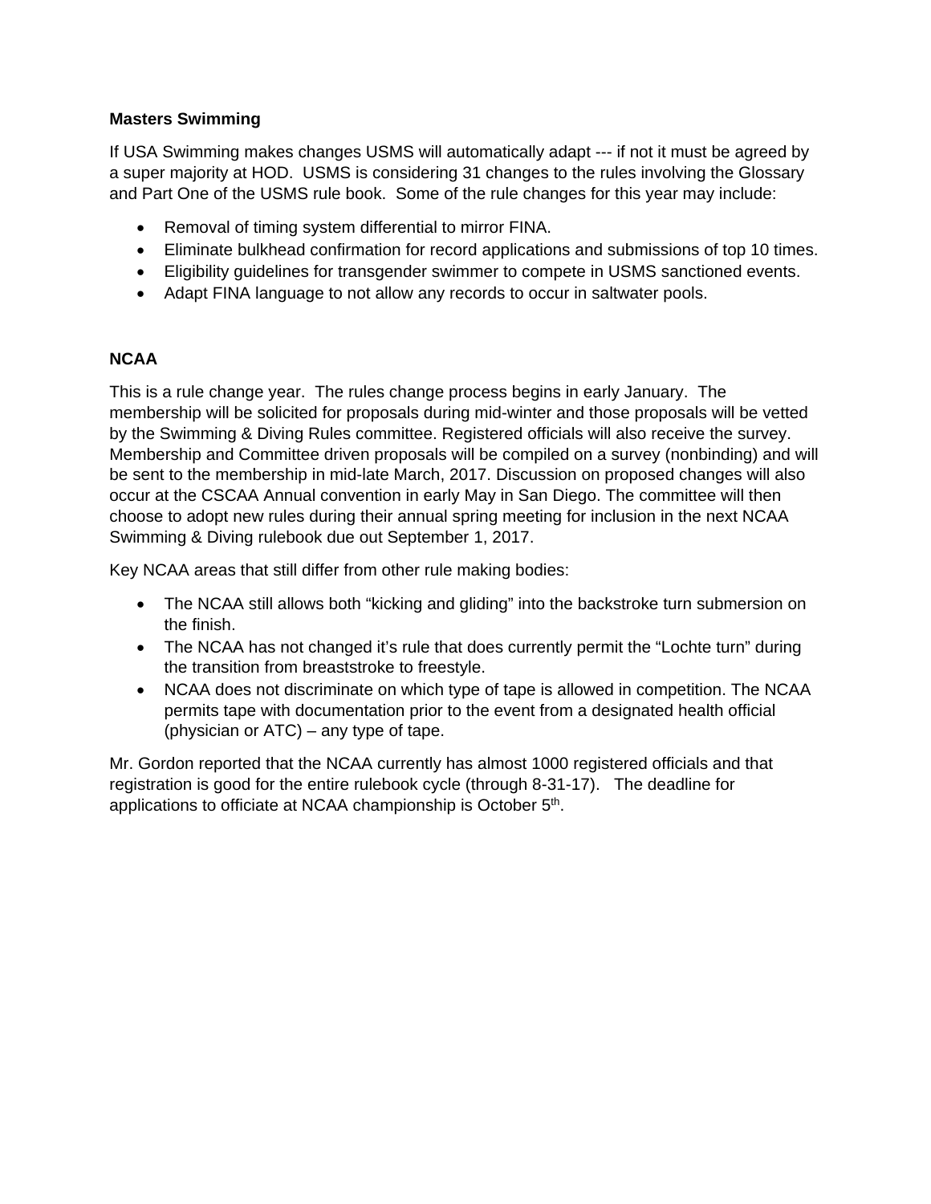**Masters Swimming**

If USA Swimming makes changes USMS will automatically adapt --- if not it must be agreed by a super majority at HOD. USMS is considering 31 changes to the rules involving the Glossary and Part One of the USMS rule book. Some of the rule changes for this year may include:

- Removal of timing system differential to mirror FINA.
- Eliminate bulkhead confirmation for record applications and submissions of top 10 times.
- Eligibility guidelines for transgender swimmer to compete in USMS sanctioned events.
- Adapt FINA language to not allow any records to occur in saltwater pools.

**NCAA**

This is a rule change year. The rules change process begins in early January. The membership will be solicited for proposals during mid-winter and those proposals will be vetted by the Swimming & Diving Rules committee. Registered officials will also receive the survey. Membership and Committee driven proposals will be compiled on a survey (nonbinding) and will be sent to the membership in mid-late March, 2017. Discussion on proposed changes will also occur at the CSCAA Annual convention in early May in San Diego. The committee will then choose to adopt new rules during their annual spring meeting for inclusion in the next NCAA Swimming & Diving rulebook due out September 1, 2017.

Key NCAA areas that still differ from other rule making bodies:

- The NCAA still allows both "kicking and gliding" into the backstroke turn submersion on the finish.
- The NCAA has not changed it's rule that does currently permit the "Lochte turn" during the transition from breaststroke to freestyle.
- NCAA does not discriminate on which type of tape is allowed in competition. The NCAA permits tape with documentation prior to the event from a designated health official (physician or ATC) – any type of tape.

Mr. Gordon reported that the NCAA currently has almost 1000 registered officials and that registration is good for the entire rulebook cycle (through 8-31-17). The deadline for applications to officiate at NCAA championship is October 5th.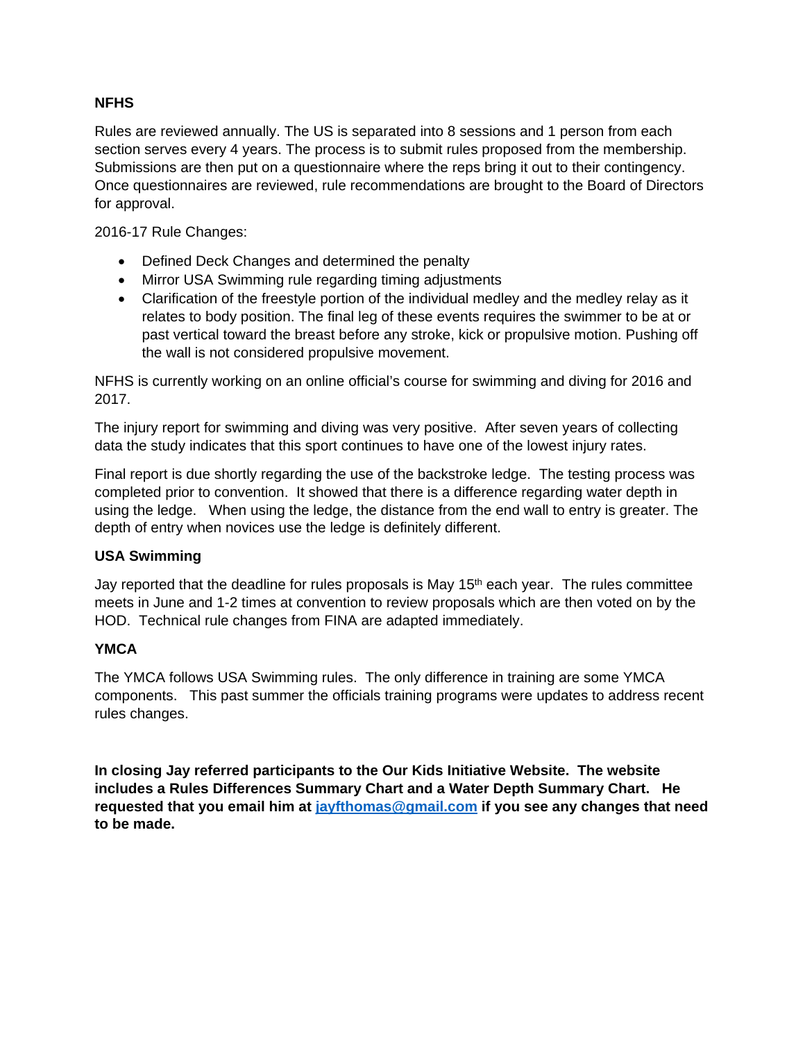**NFHS**

Rules are reviewed annually. The US is separated into 8 sessions and 1 person from each section serves every 4 years. The process is to submit rules proposed from the membership. Submissions are then put on a questionnaire where the reps bring it out to their contingency. Once questionnaires are reviewed, rule recommendations are brought to the Board of Directors for approval.

2016-17 Rule Changes:

- Defined Deck Changes and determined the penalty
- Mirror USA Swimming rule regarding timing adjustments
- Clarification of the freestyle portion of the individual medley and the medley relay as it relates to body position. The final leg of these events requires the swimmer to be at or past vertical toward the breast before any stroke, kick or propulsive motion. Pushing off the wall is not considered propulsive movement.

NFHS is currently working on an online official's course for swimming and diving for 2016 and 2017.

The injury report for swimming and diving was very positive. After seven years of collecting data the study indicates that this sport continues to have one of the lowest injury rates.

Final report is due shortly regarding the use of the backstroke ledge. The testing process was completed prior to convention. It showed that there is a difference regarding water depth in using the ledge. When using the ledge, the distance from the end wall to entry is greater. The depth of entry when novices use the ledge is definitely different.

**USA Swimming**

Jay reported that the deadline for rules proposals is May 15th each year. The rules committee meets in June and 1-2 times at convention to review proposals which are then voted on by the HOD. Technical rule changes from FINA are adapted immediately.

**YMCA**

The YMCA follows USA Swimming rules. The only difference in training are some YMCA components. This past summer the officials training programs were updates to address recent rules changes.

**In closing Jay referred participants to the Our Kids Initiative Website. The website includes a Rules Differences Summary Chart and a Water Depth Summary Chart. He requested that you email him at jayfthomas@gmail.com if you see any changes that need to be made.**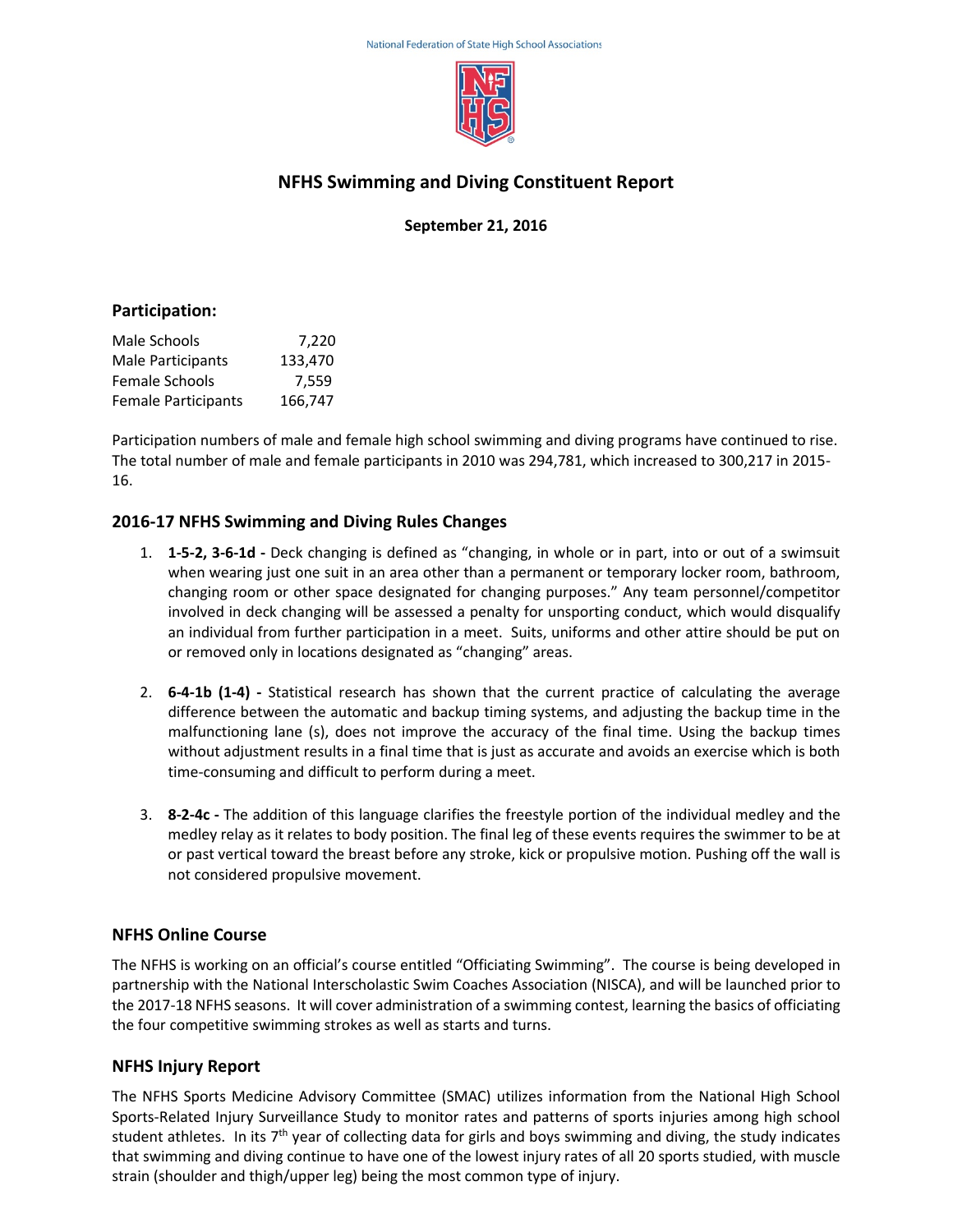National Federation of State High School Associations

# NFHS Swimming and Diving Constituent Report

**September 21, 2016**

## Participation:

| | |
|---|---|
| Male Schools | 7,220 |
| Male Participants | 133,470 |
| Female Schools | 7,559 |
| Female Participants | 166,747 |

Participation numbers of male and female high school swimming and diving programs have continued to rise. The total number of male and female participants in 2010 was 294,781, which increased to 300,217 in 2015-16.

## 2016-17 NFHS Swimming and Diving Rules Changes

1. **1-5-2, 3-6-1d -** Deck changing is defined as "changing, in whole or in part, into or out of a swimsuit when wearing just one suit in an area other than a permanent or temporary locker room, bathroom, changing room or other space designated for changing purposes." Any team personnel/competitor involved in deck changing will be assessed a penalty for unsporting conduct, which would disqualify an individual from further participation in a meet. Suits, uniforms and other attire should be put on or removed only in locations designated as "changing" areas.

2. **6-4-1b (1-4) -** Statistical research has shown that the current practice of calculating the average difference between the automatic and backup timing systems, and adjusting the backup time in the malfunctioning lane (s), does not improve the accuracy of the final time. Using the backup times without adjustment results in a final time that is just as accurate and avoids an exercise which is both time-consuming and difficult to perform during a meet.

3. **8-2-4c -** The addition of this language clarifies the freestyle portion of the individual medley and the medley relay as it relates to body position. The final leg of these events requires the swimmer to be at or past vertical toward the breast before any stroke, kick or propulsive motion. Pushing off the wall is not considered propulsive movement.

## NFHS Online Course

The NFHS is working on an official's course entitled "Officiating Swimming". The course is being developed in partnership with the National Interscholastic Swim Coaches Association (NISCA), and will be launched prior to the 2017-18 NFHS seasons. It will cover administration of a swimming contest, learning the basics of officiating the four competitive swimming strokes as well as starts and turns.

## NFHS Injury Report

The NFHS Sports Medicine Advisory Committee (SMAC) utilizes information from the National High School Sports-Related Injury Surveillance Study to monitor rates and patterns of sports injuries among high school student athletes. In its 7th year of collecting data for girls and boys swimming and diving, the study indicates that swimming and diving continue to have one of the lowest injury rates of all 20 sports studied, with muscle strain (shoulder and thigh/upper leg) being the most common type of injury.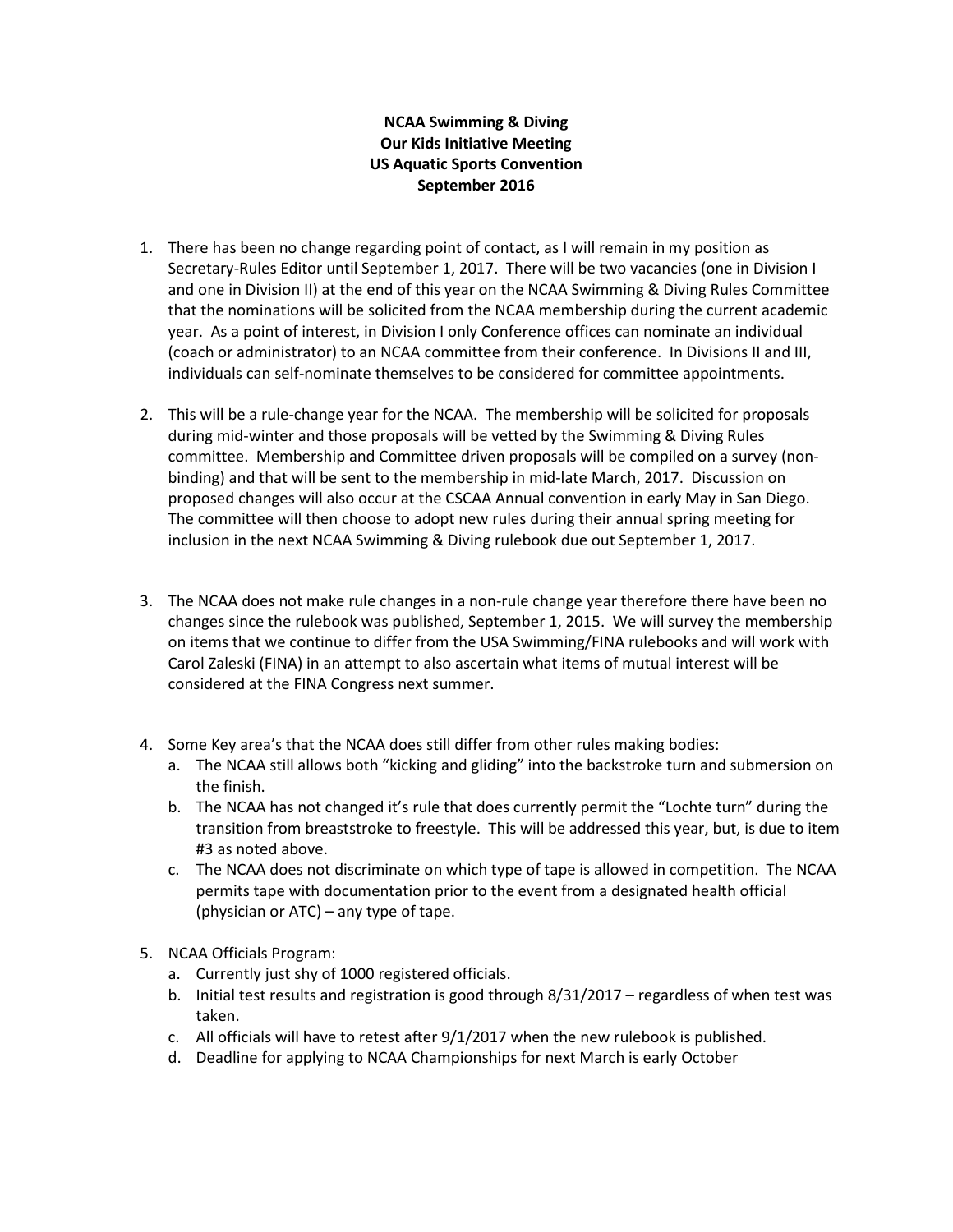**NCAA Swimming & Diving**
**Our Kids Initiative Meeting**
**US Aquatic Sports Convention**
**September 2016**

1. There has been no change regarding point of contact, as I will remain in my position as Secretary-Rules Editor until September 1, 2017. There will be two vacancies (one in Division I and one in Division II) at the end of this year on the NCAA Swimming & Diving Rules Committee that the nominations will be solicited from the NCAA membership during the current academic year. As a point of interest, in Division I only Conference offices can nominate an individual (coach or administrator) to an NCAA committee from their conference. In Divisions II and III, individuals can self-nominate themselves to be considered for committee appointments.

2. This will be a rule-change year for the NCAA. The membership will be solicited for proposals during mid-winter and those proposals will be vetted by the Swimming & Diving Rules committee. Membership and Committee driven proposals will be compiled on a survey (non-binding) and that will be sent to the membership in mid-late March, 2017. Discussion on proposed changes will also occur at the CSCAA Annual convention in early May in San Diego. The committee will then choose to adopt new rules during their annual spring meeting for inclusion in the next NCAA Swimming & Diving rulebook due out September 1, 2017.

3. The NCAA does not make rule changes in a non-rule change year therefore there have been no changes since the rulebook was published, September 1, 2015. We will survey the membership on items that we continue to differ from the USA Swimming/FINA rulebooks and will work with Carol Zaleski (FINA) in an attempt to also ascertain what items of mutual interest will be considered at the FINA Congress next summer.

4. Some Key area's that the NCAA does still differ from other rules making bodies:
   a. The NCAA still allows both "kicking and gliding" into the backstroke turn and submersion on the finish.
   b. The NCAA has not changed it's rule that does currently permit the "Lochte turn" during the transition from breaststroke to freestyle. This will be addressed this year, but, is due to item #3 as noted above.
   c. The NCAA does not discriminate on which type of tape is allowed in competition. The NCAA permits tape with documentation prior to the event from a designated health official (physician or ATC) – any type of tape.

5. NCAA Officials Program:
   a. Currently just shy of 1000 registered officials.
   b. Initial test results and registration is good through 8/31/2017 – regardless of when test was taken.
   c. All officials will have to retest after 9/1/2017 when the new rulebook is published.
   d. Deadline for applying to NCAA Championships for next March is early October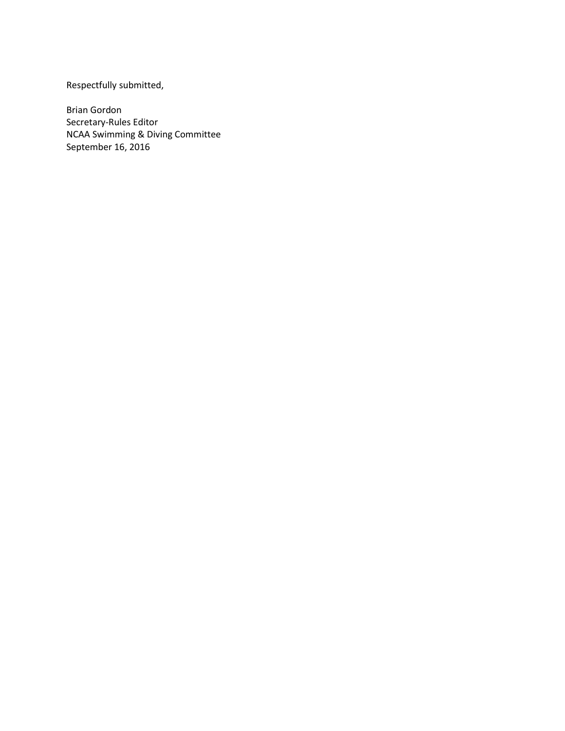Respectfully submitted,

Brian Gordon
Secretary-Rules Editor
NCAA Swimming & Diving Committee
September 16, 2016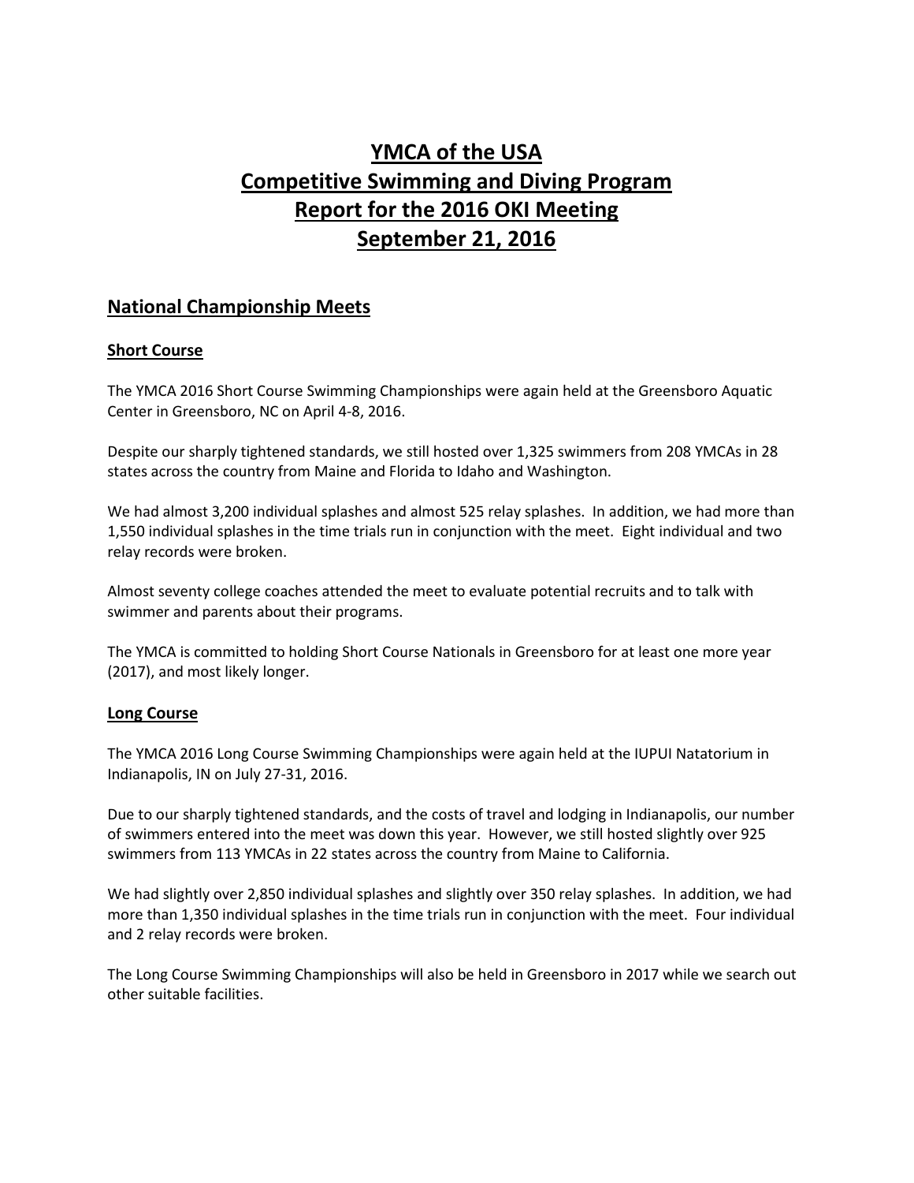# YMCA of the USA
# Competitive Swimming and Diving Program
# Report for the 2016 OKI Meeting
# September 21, 2016

## National Championship Meets

### Short Course

The YMCA 2016 Short Course Swimming Championships were again held at the Greensboro Aquatic Center in Greensboro, NC on April 4-8, 2016.

Despite our sharply tightened standards, we still hosted over 1,325 swimmers from 208 YMCAs in 28 states across the country from Maine and Florida to Idaho and Washington.

We had almost 3,200 individual splashes and almost 525 relay splashes. In addition, we had more than 1,550 individual splashes in the time trials run in conjunction with the meet. Eight individual and two relay records were broken.

Almost seventy college coaches attended the meet to evaluate potential recruits and to talk with swimmer and parents about their programs.

The YMCA is committed to holding Short Course Nationals in Greensboro for at least one more year (2017), and most likely longer.

### Long Course

The YMCA 2016 Long Course Swimming Championships were again held at the IUPUI Natatorium in Indianapolis, IN on July 27-31, 2016.

Due to our sharply tightened standards, and the costs of travel and lodging in Indianapolis, our number of swimmers entered into the meet was down this year. However, we still hosted slightly over 925 swimmers from 113 YMCAs in 22 states across the country from Maine to California.

We had slightly over 2,850 individual splashes and slightly over 350 relay splashes. In addition, we had more than 1,350 individual splashes in the time trials run in conjunction with the meet. Four individual and 2 relay records were broken.

The Long Course Swimming Championships will also be held in Greensboro in 2017 while we search out other suitable facilities.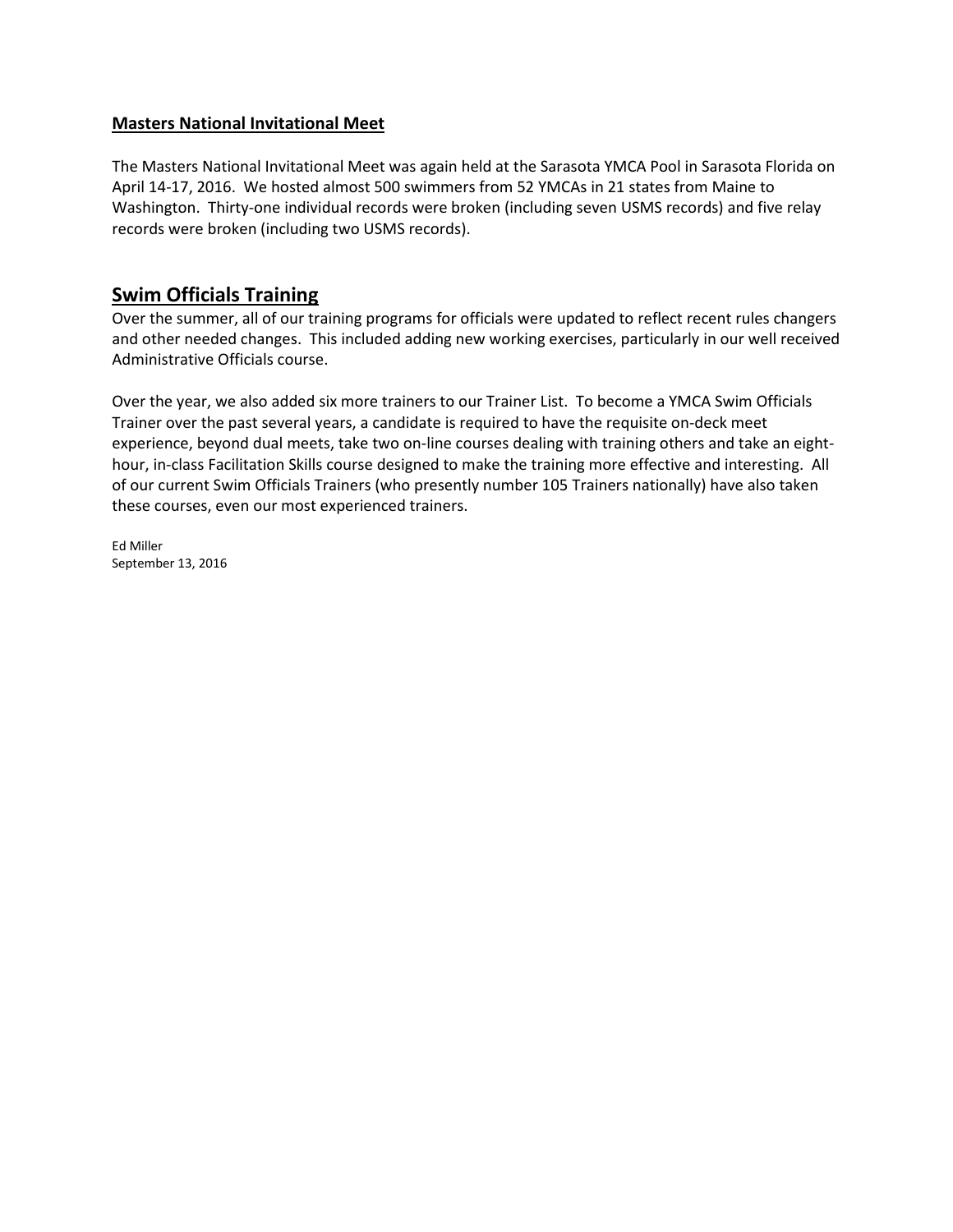**Masters National Invitational Meet**

The Masters National Invitational Meet was again held at the Sarasota YMCA Pool in Sarasota Florida on April 14-17, 2016. We hosted almost 500 swimmers from 52 YMCAs in 21 states from Maine to Washington. Thirty-one individual records were broken (including seven USMS records) and five relay records were broken (including two USMS records).

## Swim Officials Training

Over the summer, all of our training programs for officials were updated to reflect recent rules changers and other needed changes. This included adding new working exercises, particularly in our well received Administrative Officials course.

Over the year, we also added six more trainers to our Trainer List. To become a YMCA Swim Officials Trainer over the past several years, a candidate is required to have the requisite on-deck meet experience, beyond dual meets, take two on-line courses dealing with training others and take an eight-hour, in-class Facilitation Skills course designed to make the training more effective and interesting. All of our current Swim Officials Trainers (who presently number 105 Trainers nationally) have also taken these courses, even our most experienced trainers.

Ed Miller
September 13, 2016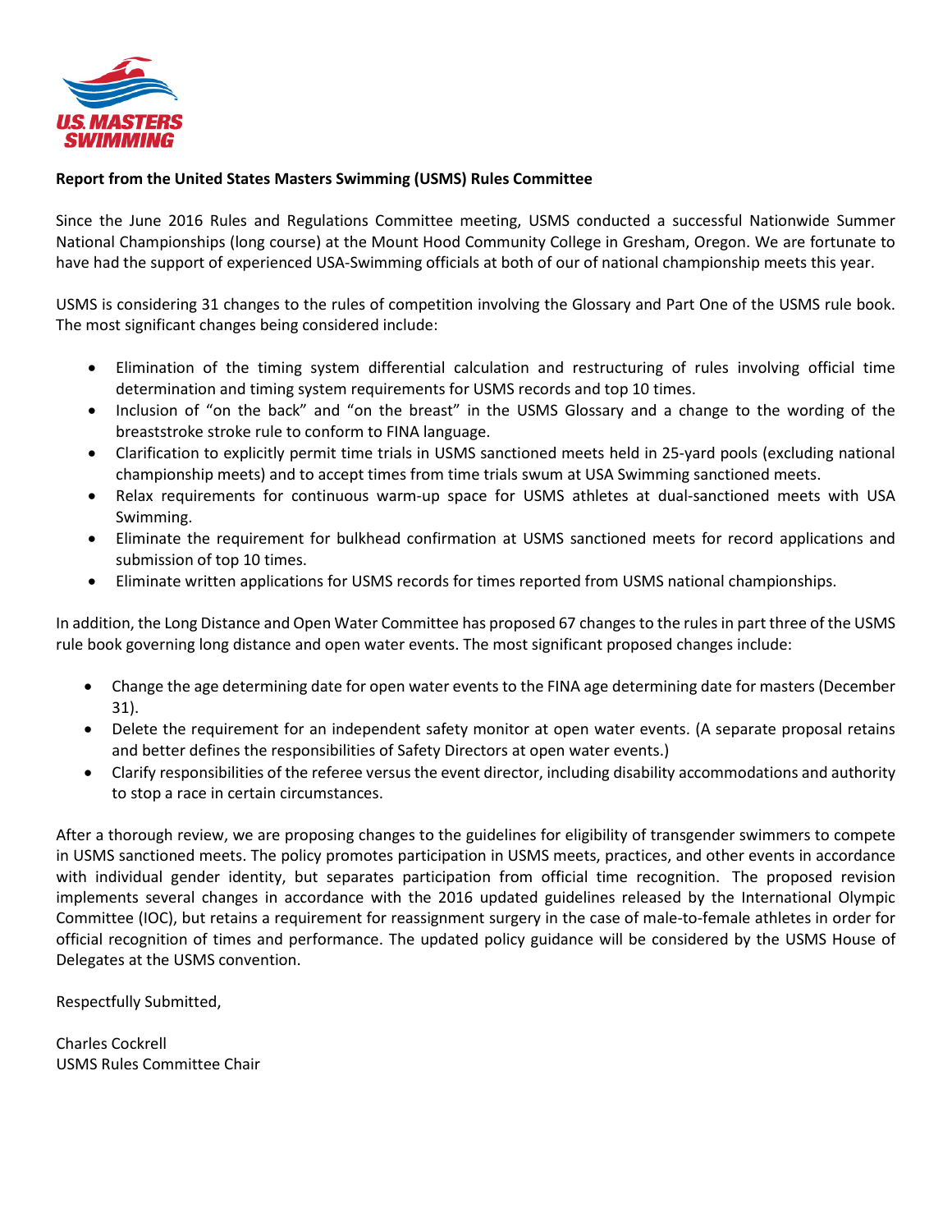**Report from the United States Masters Swimming (USMS) Rules Committee**

Since the June 2016 Rules and Regulations Committee meeting, USMS conducted a successful Nationwide Summer National Championships (long course) at the Mount Hood Community College in Gresham, Oregon. We are fortunate to have had the support of experienced USA-Swimming officials at both of our of national championship meets this year.

USMS is considering 31 changes to the rules of competition involving the Glossary and Part One of the USMS rule book. The most significant changes being considered include:

- Elimination of the timing system differential calculation and restructuring of rules involving official time determination and timing system requirements for USMS records and top 10 times.
- Inclusion of "on the back" and "on the breast" in the USMS Glossary and a change to the wording of the breaststroke stroke rule to conform to FINA language.
- Clarification to explicitly permit time trials in USMS sanctioned meets held in 25-yard pools (excluding national championship meets) and to accept times from time trials swum at USA Swimming sanctioned meets.
- Relax requirements for continuous warm-up space for USMS athletes at dual-sanctioned meets with USA Swimming.
- Eliminate the requirement for bulkhead confirmation at USMS sanctioned meets for record applications and submission of top 10 times.
- Eliminate written applications for USMS records for times reported from USMS national championships.

In addition, the Long Distance and Open Water Committee has proposed 67 changes to the rules in part three of the USMS rule book governing long distance and open water events. The most significant proposed changes include:

- Change the age determining date for open water events to the FINA age determining date for masters (December 31).
- Delete the requirement for an independent safety monitor at open water events. (A separate proposal retains and better defines the responsibilities of Safety Directors at open water events.)
- Clarify responsibilities of the referee versus the event director, including disability accommodations and authority to stop a race in certain circumstances.

After a thorough review, we are proposing changes to the guidelines for eligibility of transgender swimmers to compete in USMS sanctioned meets. The policy promotes participation in USMS meets, practices, and other events in accordance with individual gender identity, but separates participation from official time recognition. The proposed revision implements several changes in accordance with the 2016 updated guidelines released by the International Olympic Committee (IOC), but retains a requirement for reassignment surgery in the case of male-to-female athletes in order for official recognition of times and performance. The updated policy guidance will be considered by the USMS House of Delegates at the USMS convention.

Respectfully Submitted,

Charles Cockrell
USMS Rules Committee Chair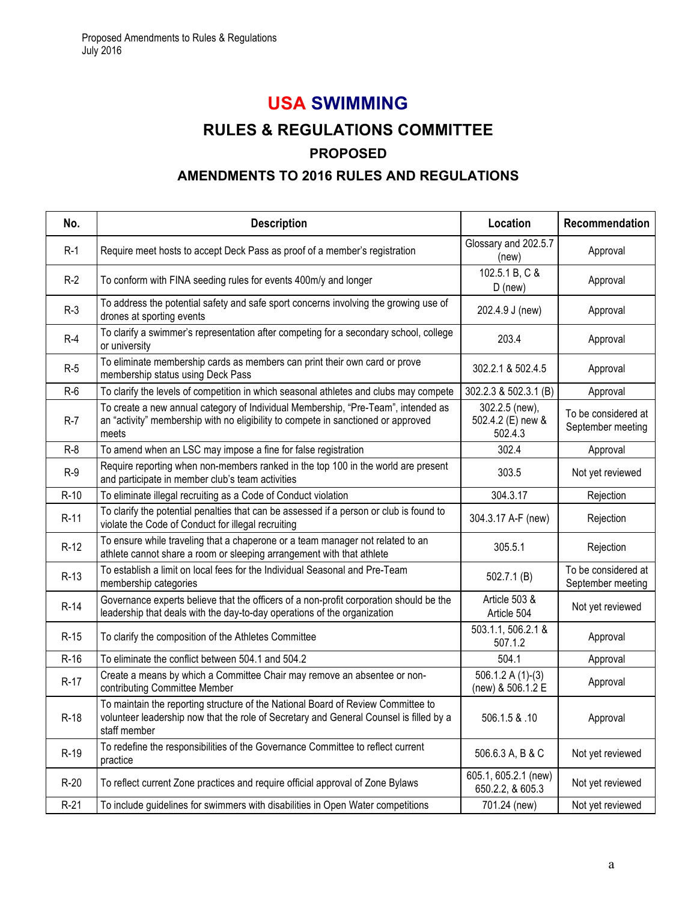# USA SWIMMING

## RULES & REGULATIONS COMMITTEE

### PROPOSED

### AMENDMENTS TO 2016 RULES AND REGULATIONS

| No. | Description | Location | Recommendation |
|---|---|---|---|
| R-1 | Require meet hosts to accept Deck Pass as proof of a member's registration | Glossary and 202.5.7 (new) | Approval |
| R-2 | To conform with FINA seeding rules for events 400m/y and longer | 102.5.1 B, C & D (new) | Approval |
| R-3 | To address the potential safety and safe sport concerns involving the growing use of drones at sporting events | 202.4.9 J (new) | Approval |
| R-4 | To clarify a swimmer's representation after competing for a secondary school, college or university | 203.4 | Approval |
| R-5 | To eliminate membership cards as members can print their own card or prove membership status using Deck Pass | 302.2.1 & 502.4.5 | Approval |
| R-6 | To clarify the levels of competition in which seasonal athletes and clubs may compete | 302.2.3 & 502.3.1 (B) | Approval |
| R-7 | To create a new annual category of Individual Membership, "Pre-Team", intended as an "activity" membership with no eligibility to compete in sanctioned or approved meets | 302.2.5 (new), 502.4.2 (E) new & 502.4.3 | To be considered at September meeting |
| R-8 | To amend when an LSC may impose a fine for false registration | 302.4 | Approval |
| R-9 | Require reporting when non-members ranked in the top 100 in the world are present and participate in member club's team activities | 303.5 | Not yet reviewed |
| R-10 | To eliminate illegal recruiting as a Code of Conduct violation | 304.3.17 | Rejection |
| R-11 | To clarify the potential penalties that can be assessed if a person or club is found to violate the Code of Conduct for illegal recruiting | 304.3.17 A-F (new) | Rejection |
| R-12 | To ensure while traveling that a chaperone or a team manager not related to an athlete cannot share a room or sleeping arrangement with that athlete | 305.5.1 | Rejection |
| R-13 | To establish a limit on local fees for the Individual Seasonal and Pre-Team membership categories | 502.7.1 (B) | To be considered at September meeting |
| R-14 | Governance experts believe that the officers of a non-profit corporation should be the leadership that deals with the day-to-day operations of the organization | Article 503 & Article 504 | Not yet reviewed |
| R-15 | To clarify the composition of the Athletes Committee | 503.1.1, 506.2.1 & 507.1.2 | Approval |
| R-16 | To eliminate the conflict between 504.1 and 504.2 | 504.1 | Approval |
| R-17 | Create a means by which a Committee Chair may remove an absentee or non-contributing Committee Member | 506.1.2 A (1)-(3) (new) & 506.1.2 E | Approval |
| R-18 | To maintain the reporting structure of the National Board of Review Committee to volunteer leadership now that the role of Secretary and General Counsel is filled by a staff member | 506.1.5 & .10 | Approval |
| R-19 | To redefine the responsibilities of the Governance Committee to reflect current practice | 506.6.3 A, B & C | Not yet reviewed |
| R-20 | To reflect current Zone practices and require official approval of Zone Bylaws | 605.1, 605.2.1 (new) 650.2.2, & 605.3 | Not yet reviewed |
| R-21 | To include guidelines for swimmers with disabilities in Open Water competitions | 701.24 (new) | Not yet reviewed |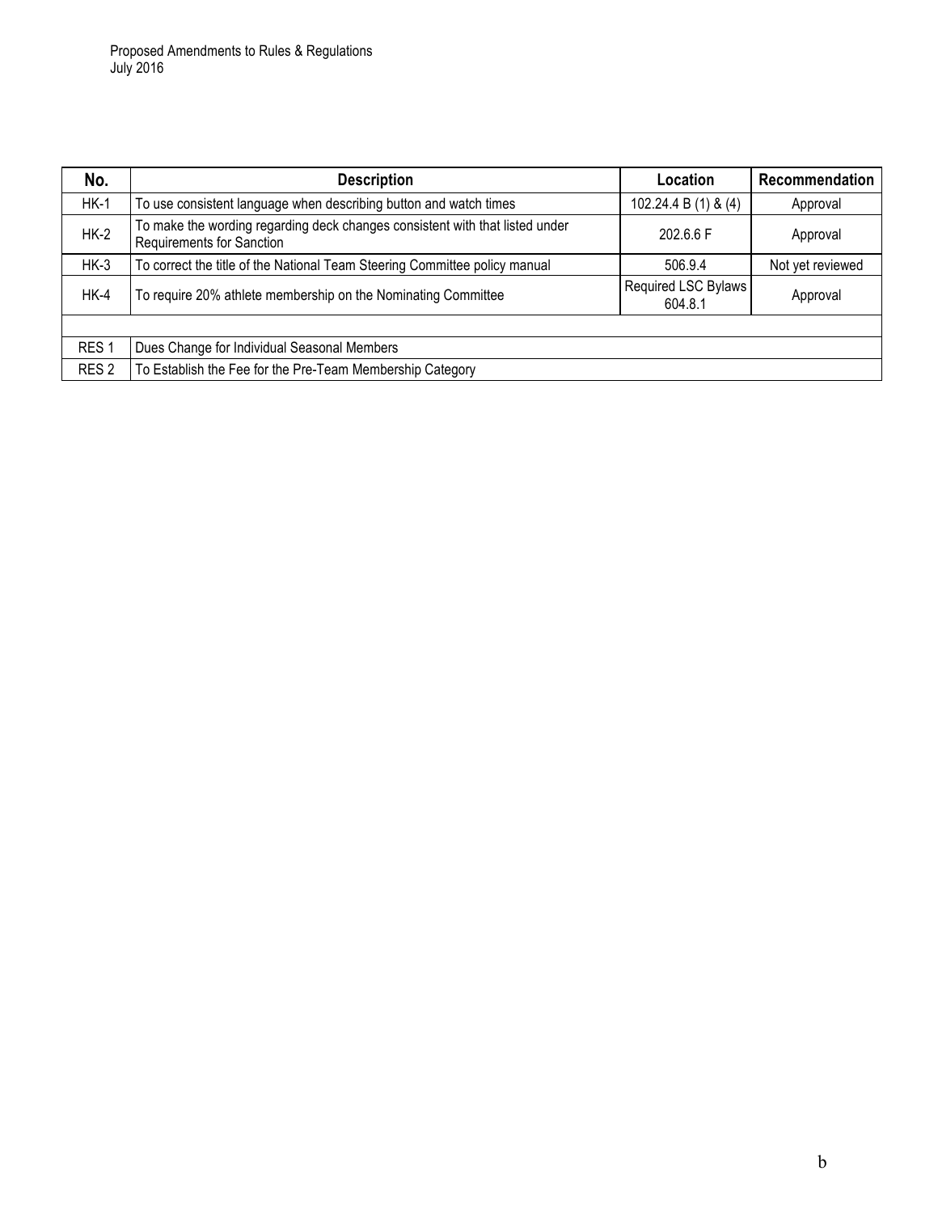Proposed Amendments to Rules & Regulations
July 2016

| No. | Description | Location | Recommendation |
|---|---|---|---|
| HK-1 | To use consistent language when describing button and watch times | 102.24.4 B (1) & (4) | Approval |
| HK-2 | To make the wording regarding deck changes consistent with that listed under Requirements for Sanction | 202.6.6 F | Approval |
| HK-3 | To correct the title of the National Team Steering Committee policy manual | 506.9.4 | Not yet reviewed |
| HK-4 | To require 20% athlete membership on the Nominating Committee | Required LSC Bylaws 604.8.1 | Approval |
| | | | |
| RES 1 | Dues Change for Individual Seasonal Members | | |
| RES 2 | To Establish the Fee for the Pre-Team Membership Category | | |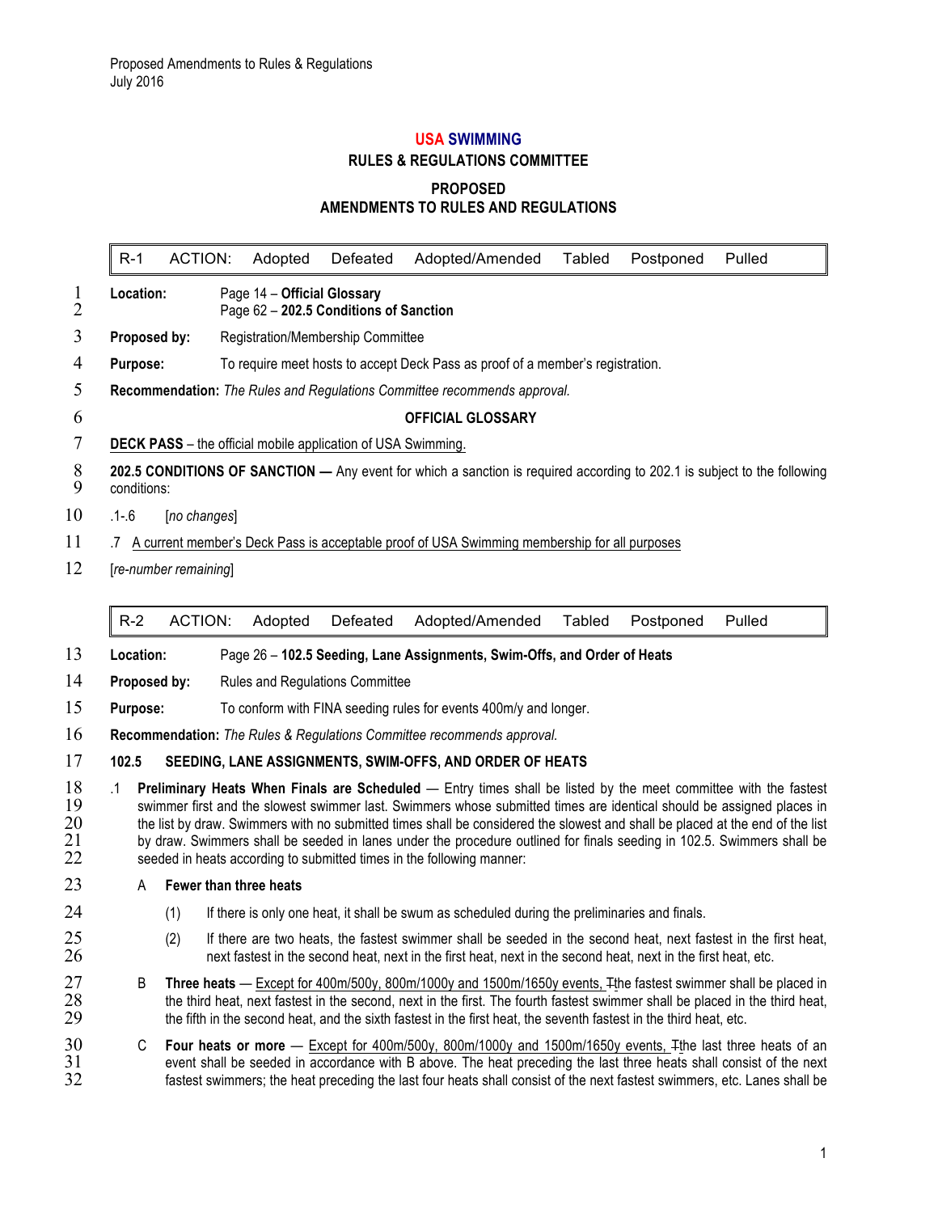Proposed Amendments to Rules & Regulations
July 2016

# USA SWIMMING

## RULES & REGULATIONS COMMITTEE

## PROPOSED AMENDMENTS TO RULES AND REGULATIONS

| R-1 | ACTION: | Adopted | Defeated | Adopted/Amended | Tabled | Postponed | Pulled |
|---|---|---|---|---|---|---|---|

**Location:** Page 14 – **Official Glossary**
Page 62 – **202.5 Conditions of Sanction**

**Proposed by:** Registration/Membership Committee

**Purpose:** To require meet hosts to accept Deck Pass as proof of a member's registration.

**Recommendation:** *The Rules and Regulations Committee recommends approval.*

**OFFICIAL GLOSSARY**

**DECK PASS** – the official mobile application of USA Swimming.

**202.5 CONDITIONS OF SANCTION —** Any event for which a sanction is required according to 202.1 is subject to the following conditions:

.1-.6 [*no changes*]

.7 A current member's Deck Pass is acceptable proof of USA Swimming membership for all purposes

[*re-number remaining*]

| R-2 | ACTION: | Adopted | Defeated | Adopted/Amended | Tabled | Postponed | Pulled |
|---|---|---|---|---|---|---|---|

**Location:** Page 26 – **102.5 Seeding, Lane Assignments, Swim-Offs, and Order of Heats**

**Proposed by:** Rules and Regulations Committee

**Purpose:** To conform with FINA seeding rules for events 400m/y and longer.

**Recommendation:** *The Rules & Regulations Committee recommends approval.*

**102.5 SEEDING, LANE ASSIGNMENTS, SWIM-OFFS, AND ORDER OF HEATS**

.1 **Preliminary Heats When Finals are Scheduled** — Entry times shall be listed by the meet committee with the fastest swimmer first and the slowest swimmer last. Swimmers whose submitted times are identical should be assigned places in the list by draw. Swimmers with no submitted times shall be considered the slowest and shall be placed at the end of the list by draw. Swimmers shall be seeded in lanes under the procedure outlined for finals seeding in 102.5. Swimmers shall be seeded in heats according to submitted times in the following manner:

A **Fewer than three heats**

(1) If there is only one heat, it shall be swum as scheduled during the preliminaries and finals.

(2) If there are two heats, the fastest swimmer shall be seeded in the second heat, next fastest in the first heat, next fastest in the second heat, next in the first heat, next in the second heat, next in the first heat, etc.

B **Three heats** — Except for 400m/500y, 800m/1000y and 1500m/1650y events, ~~T~~the fastest swimmer shall be placed in the third heat, next fastest in the second, next in the first. The fourth fastest swimmer shall be placed in the third heat, the fifth in the second heat, and the sixth fastest in the first heat, the seventh fastest in the third heat, etc.

C **Four heats or more** — Except for 400m/500y, 800m/1000y and 1500m/1650y events, ~~T~~the last three heats of an event shall be seeded in accordance with B above. The heat preceding the last three heats shall consist of the next fastest swimmers; the heat preceding the last four heats shall consist of the next fastest swimmers, etc. Lanes shall be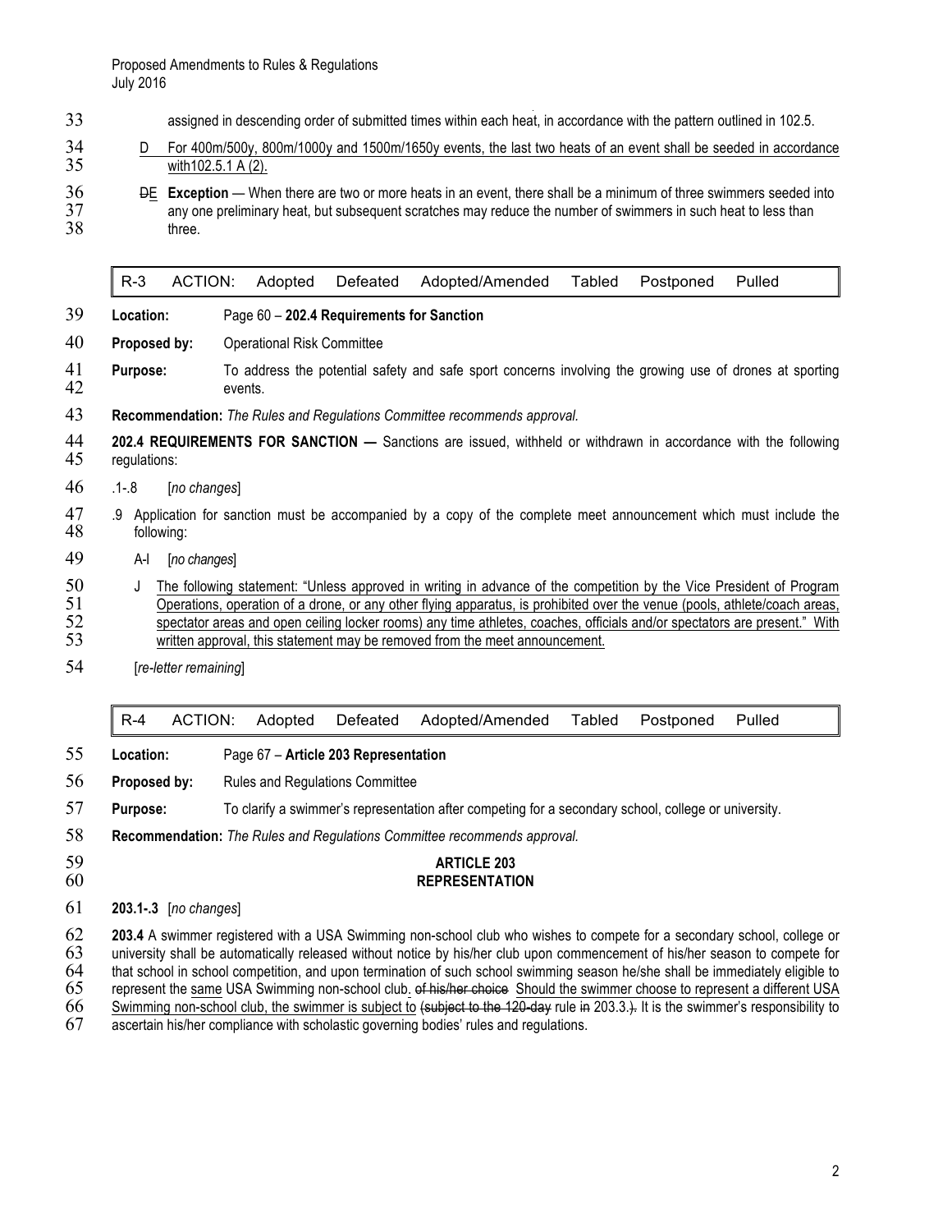assigned in descending order of submitted times within each heat, in accordance with the pattern outlined in 102.5.

D For 400m/500y, 800m/1000y and 1500m/1650y events, the last two heats of an event shall be seeded in accordance with102.5.1 A (2).

~~D~~E **Exception** — When there are two or more heats in an event, there shall be a minimum of three swimmers seeded into any one preliminary heat, but subsequent scratches may reduce the number of swimmers in such heat to less than three.

| R-3 | ACTION: | Adopted | Defeated | Adopted/Amended | Tabled | Postponed | Pulled |
|---|---|---|---|---|---|---|---|

**Location:** Page 60 – **202.4 Requirements for Sanction**

**Proposed by:** Operational Risk Committee

**Purpose:** To address the potential safety and safe sport concerns involving the growing use of drones at sporting events.

**Recommendation:** *The Rules and Regulations Committee recommends approval.*

**202.4 REQUIREMENTS FOR SANCTION —** Sanctions are issued, withheld or withdrawn in accordance with the following regulations:

.1-.8 [*no changes*]

.9 Application for sanction must be accompanied by a copy of the complete meet announcement which must include the following:

A-I [*no changes*]

J The following statement: "Unless approved in writing in advance of the competition by the Vice President of Program Operations, operation of a drone, or any other flying apparatus, is prohibited over the venue (pools, athlete/coach areas, spectator areas and open ceiling locker rooms) any time athletes, coaches, officials and/or spectators are present." With written approval, this statement may be removed from the meet announcement.

[*re-letter remaining*]

| R-4 | ACTION: | Adopted | Defeated | Adopted/Amended | Tabled | Postponed | Pulled |
|---|---|---|---|---|---|---|---|

**Location:** Page 67 – **Article 203 Representation**

**Proposed by:** Rules and Regulations Committee

**Purpose:** To clarify a swimmer's representation after competing for a secondary school, college or university.

**Recommendation:** *The Rules and Regulations Committee recommends approval.*

**ARTICLE 203**
**REPRESENTATION**

**203.1-.3** [*no changes*]

**203.4** A swimmer registered with a USA Swimming non-school club who wishes to compete for a secondary school, college or university shall be automatically released without notice by his/her club upon commencement of his/her season to compete for that school in school competition, and upon termination of such school swimming season he/she shall be immediately eligible to represent the same USA Swimming non-school club. ~~of his/her choice~~ Should the swimmer choose to represent a different USA Swimming non-school club, the swimmer is subject to ~~(subject to the 120-day~~ rule ~~in~~ 203.3.~~).~~ It is the swimmer's responsibility to ascertain his/her compliance with scholastic governing bodies' rules and regulations.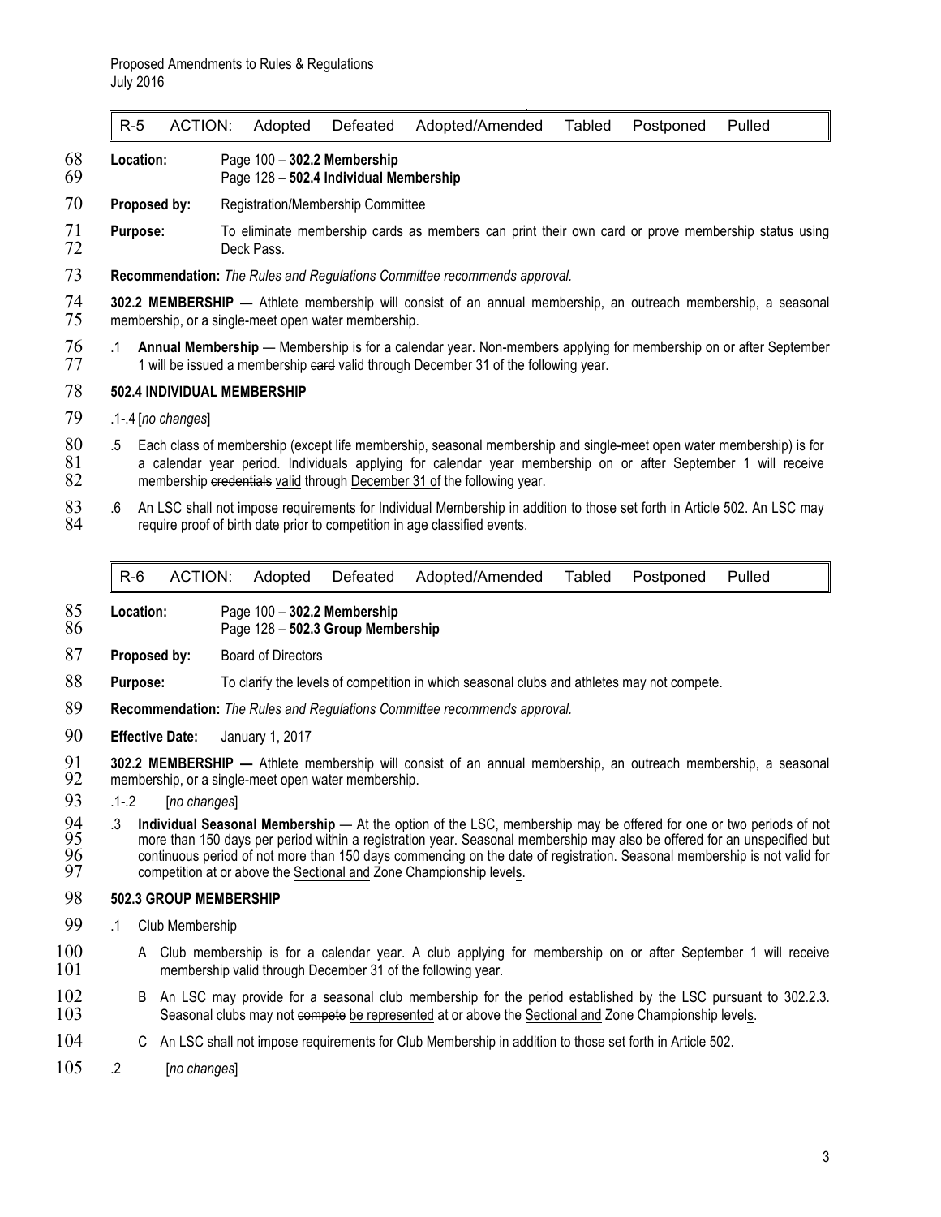| R-5 | ACTION: | Adopted | Defeated | Adopted/Amended | Tabled | Postponed | Pulled |
|---|---|---|---|---|---|---|---|

**Location:** Page 100 – **302.2 Membership**
Page 128 – **502.4 Individual Membership**

**Proposed by:** Registration/Membership Committee

**Purpose:** To eliminate membership cards as members can print their own card or prove membership status using Deck Pass.

**Recommendation:** *The Rules and Regulations Committee recommends approval.*

**302.2 MEMBERSHIP —** Athlete membership will consist of an annual membership, an outreach membership, a seasonal membership, or a single-meet open water membership.

.1 **Annual Membership** — Membership is for a calendar year. Non-members applying for membership on or after September 1 will be issued a membership ~~card~~ valid through December 31 of the following year.

**502.4 INDIVIDUAL MEMBERSHIP**

.1-.4 [*no changes*]

.5 Each class of membership (except life membership, seasonal membership and single-meet open water membership) is for a calendar year period. Individuals applying for calendar year membership on or after September 1 will receive membership ~~credentials~~ <u>valid</u> through <u>December 31 of</u> the following year.

.6 An LSC shall not impose requirements for Individual Membership in addition to those set forth in Article 502. An LSC may require proof of birth date prior to competition in age classified events.

| R-6 | ACTION: | Adopted | Defeated | Adopted/Amended | Tabled | Postponed | Pulled |
|---|---|---|---|---|---|---|---|

**Location:** Page 100 – **302.2 Membership**
Page 128 – **502.3 Group Membership**

**Proposed by:** Board of Directors

**Purpose:** To clarify the levels of competition in which seasonal clubs and athletes may not compete.

**Recommendation:** *The Rules and Regulations Committee recommends approval.*

**Effective Date:** January 1, 2017

**302.2 MEMBERSHIP —** Athlete membership will consist of an annual membership, an outreach membership, a seasonal membership, or a single-meet open water membership.

.1-.2 [*no changes*]

.3 **Individual Seasonal Membership** — At the option of the LSC, membership may be offered for one or two periods of not more than 150 days per period within a registration year. Seasonal membership may also be offered for an unspecified but continuous period of not more than 150 days commencing on the date of registration. Seasonal membership is not valid for competition at or above the <u>Sectional and</u> Zone Championship level<u>s</u>.

**502.3 GROUP MEMBERSHIP**

.1 Club Membership

A Club membership is for a calendar year. A club applying for membership on or after September 1 will receive membership valid through December 31 of the following year.

B An LSC may provide for a seasonal club membership for the period established by the LSC pursuant to 302.2.3. Seasonal clubs may not ~~compete~~ <u>be represented</u> at or above the <u>Sectional and</u> Zone Championship level<u>s</u>.

C An LSC shall not impose requirements for Club Membership in addition to those set forth in Article 502.

.2 [*no changes*]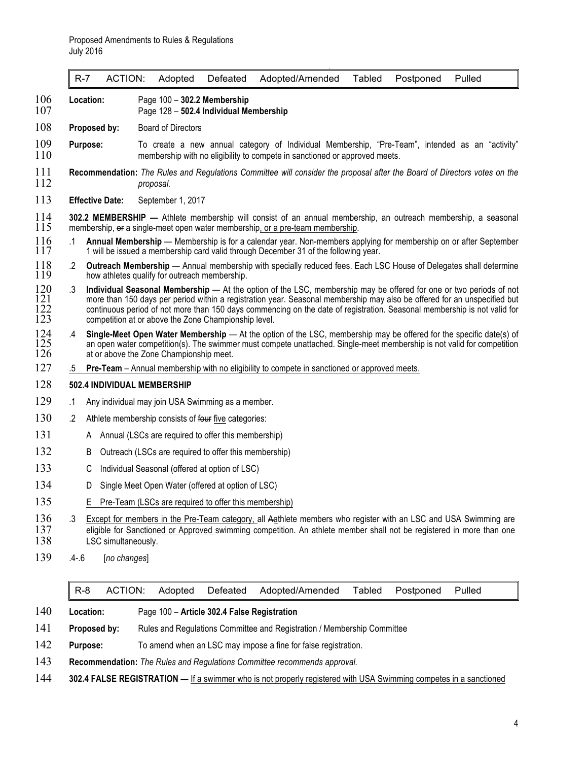| R-7 | ACTION: | Adopted | Defeated | Adopted/Amended | Tabled | Postponed | Pulled |
|---|---|---|---|---|---|---|---|

**Location:** Page 100 – **302.2 Membership**
Page 128 – **502.4 Individual Membership**

**Proposed by:** Board of Directors

**Purpose:** To create a new annual category of Individual Membership, "Pre-Team", intended as an "activity" membership with no eligibility to compete in sanctioned or approved meets.

**Recommendation:** *The Rules and Regulations Committee will consider the proposal after the Board of Directors votes on the proposal.*

**Effective Date:** September 1, 2017

**302.2 MEMBERSHIP —** Athlete membership will consist of an annual membership, an outreach membership, a seasonal membership, ~~or~~ a single-meet open water membership, or a pre-team membership.

.1 **Annual Membership** — Membership is for a calendar year. Non-members applying for membership on or after September 1 will be issued a membership card valid through December 31 of the following year.

.2 **Outreach Membership** — Annual membership with specially reduced fees. Each LSC House of Delegates shall determine how athletes qualify for outreach membership.

.3 **Individual Seasonal Membership** — At the option of the LSC, membership may be offered for one or two periods of not more than 150 days per period within a registration year. Seasonal membership may also be offered for an unspecified but continuous period of not more than 150 days commencing on the date of registration. Seasonal membership is not valid for competition at or above the Zone Championship level.

.4 **Single-Meet Open Water Membership** — At the option of the LSC, membership may be offered for the specific date(s) of an open water competition(s). The swimmer must compete unattached. Single-meet membership is not valid for competition at or above the Zone Championship meet.

.5 **Pre-Team** – Annual membership with no eligibility to compete in sanctioned or approved meets.

**502.4 INDIVIDUAL MEMBERSHIP**

.1 Any individual may join USA Swimming as a member.

.2 Athlete membership consists of ~~four~~ five categories:

A Annual (LSCs are required to offer this membership)

B Outreach (LSCs are required to offer this membership)

C Individual Seasonal (offered at option of LSC)

D Single Meet Open Water (offered at option of LSC)

E Pre-Team (LSCs are required to offer this membership)

.3 Except for members in the Pre-Team category, all ~~A~~athlete members who register with an LSC and USA Swimming are eligible for Sanctioned or Approved swimming competition. An athlete member shall not be registered in more than one LSC simultaneously.

.4-.6 [*no changes*]

| R-8 | ACTION: | Adopted | Defeated | Adopted/Amended | Tabled | Postponed | Pulled |
|---|---|---|---|---|---|---|---|

**Location:** Page 100 – **Article 302.4 False Registration**

**Proposed by:** Rules and Regulations Committee and Registration / Membership Committee

**Purpose:** To amend when an LSC may impose a fine for false registration.

**Recommendation:** *The Rules and Regulations Committee recommends approval.*

**302.4 FALSE REGISTRATION —** If a swimmer who is not properly registered with USA Swimming competes in a sanctioned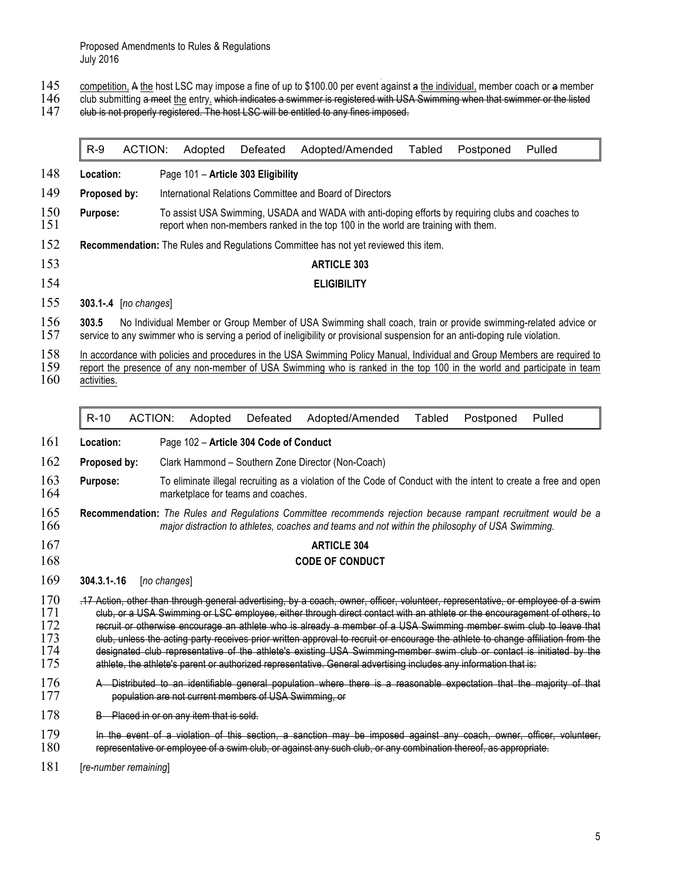competition, ~~A~~ the host LSC may impose a fine of up to $100.00 per event against ~~a~~ the individual, member coach or ~~a~~ member club submitting ~~a meet~~ the entry. ~~which indicates a swimmer is registered with USA Swimming when that swimmer or the listed club is not properly registered. The host LSC will be entitled to any fines imposed.~~

| R-9 | ACTION: | Adopted | Defeated | Adopted/Amended | Tabled | Postponed | Pulled |
|---|---|---|---|---|---|---|---|

**Location:** Page 101 – **Article 303 Eligibility**

**Proposed by:** International Relations Committee and Board of Directors

**Purpose:** To assist USA Swimming, USADA and WADA with anti-doping efforts by requiring clubs and coaches to report when non-members ranked in the top 100 in the world are training with them.

**Recommendation:** The Rules and Regulations Committee has not yet reviewed this item.

**ARTICLE 303**

**ELIGIBILITY**

**303.1-.4** [*no changes*]

**303.5** No Individual Member or Group Member of USA Swimming shall coach, train or provide swimming-related advice or service to any swimmer who is serving a period of ineligibility or provisional suspension for an anti-doping rule violation.

<u>In accordance with policies and procedures in the USA Swimming Policy Manual, Individual and Group Members are required to report the presence of any non-member of USA Swimming who is ranked in the top 100 in the world and participate in team activities.</u>

| R-10 | ACTION: | Adopted | Defeated | Adopted/Amended | Tabled | Postponed | Pulled |
|---|---|---|---|---|---|---|---|

**Location:** Page 102 – **Article 304 Code of Conduct**

**Proposed by:** Clark Hammond – Southern Zone Director (Non-Coach)

**Purpose:** To eliminate illegal recruiting as a violation of the Code of Conduct with the intent to create a free and open marketplace for teams and coaches.

**Recommendation:** *The Rules and Regulations Committee recommends rejection because rampant recruitment would be a major distraction to athletes, coaches and teams and not within the philosophy of USA Swimming.*

**ARTICLE 304**

**CODE OF CONDUCT**

**304.3.1-.16** [*no changes*]

~~.17 Action, other than through general advertising, by a coach, owner, officer, volunteer, representative, or employee of a swim club, or a USA Swimming or LSC employee, either through direct contact with an athlete or the encouragement of others, to recruit or otherwise encourage an athlete who is already a member of a USA Swimming member swim club to leave that club, unless the acting party receives prior written approval to recruit or encourage the athlete to change affiliation from the designated club representative of the athlete's existing USA Swimming-member swim club or contact is initiated by the athlete, the athlete's parent or authorized representative. General advertising includes any information that is:~~

~~A Distributed to an identifiable general population where there is a reasonable expectation that the majority of that population are not current members of USA Swimming, or~~

~~B Placed in or on any item that is sold.~~

~~In the event of a violation of this section, a sanction may be imposed against any coach, owner, officer, volunteer, representative or employee of a swim club, or against any such club, or any combination thereof, as appropriate.~~

[*re-number remaining*]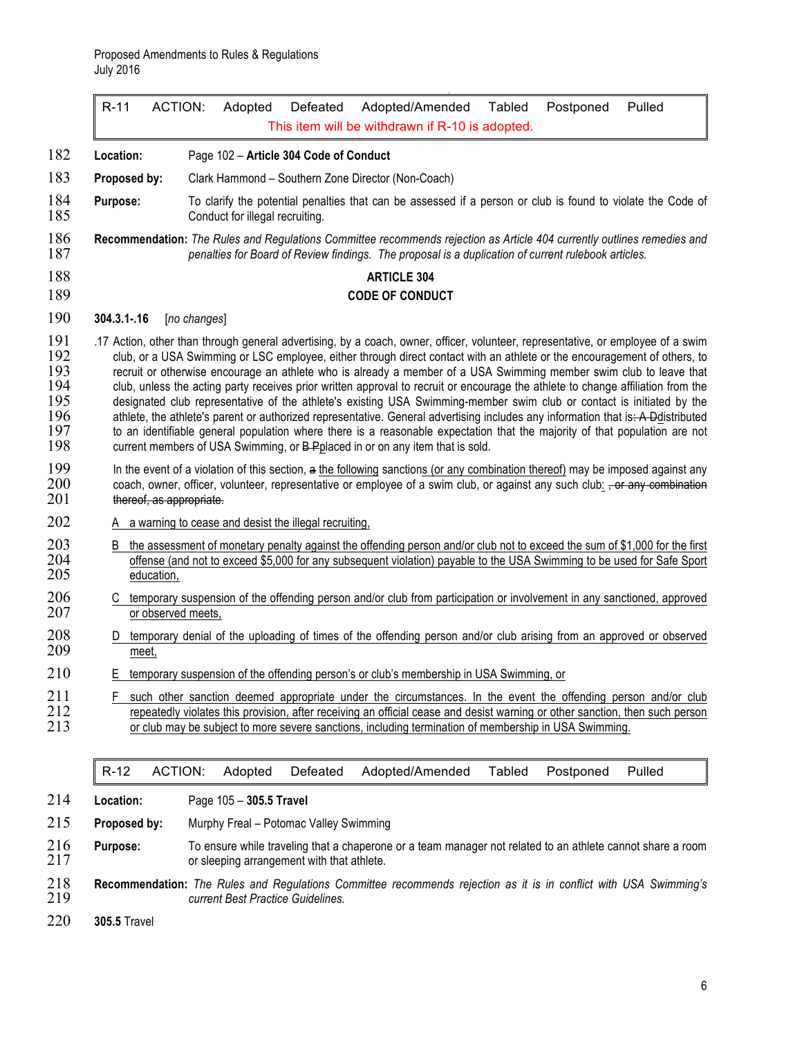| R-11 | ACTION: | Adopted | Defeated | Adopted/Amended | Tabled | Postponed | Pulled |
|---|---|---|---|---|---|---|---|
| | | This item will be withdrawn if R-10 is adopted. | | | | | |

**Location:** Page 102 – **Article 304 Code of Conduct**

**Proposed by:** Clark Hammond – Southern Zone Director (Non-Coach)

**Purpose:** To clarify the potential penalties that can be assessed if a person or club is found to violate the Code of Conduct for illegal recruiting.

**Recommendation:** *The Rules and Regulations Committee recommends rejection as Article 404 currently outlines remedies and penalties for Board of Review findings. The proposal is a duplication of current rulebook articles.*

## ARTICLE 304
## CODE OF CONDUCT

**304.3.1-.16** [*no changes*]

.17 Action, other than through general advertising, by a coach, owner, officer, volunteer, representative, or employee of a swim club, or a USA Swimming or LSC employee, either through direct contact with an athlete or the encouragement of others, to recruit or otherwise encourage an athlete who is already a member of a USA Swimming member swim club to leave that club, unless the acting party receives prior written approval to recruit or encourage the athlete to change affiliation from the designated club representative of the athlete's existing USA Swimming-member swim club or contact is initiated by the athlete, the athlete's parent or authorized representative. General advertising includes any information that is~~: A D~~distributed to an identifiable general population where there is a reasonable expectation that the majority of that population are not current members of USA Swimming, or ~~B P~~placed in or on any item that is sold.

In the event of a violation of this section, ~~a~~ the following sanctions (or any combination thereof) may be imposed against any coach, owner, officer, volunteer, representative or employee of a swim club, or against any such club: ~~, or any combination thereof, as appropriate.~~

A a warning to cease and desist the illegal recruiting,

B the assessment of monetary penalty against the offending person and/or club not to exceed the sum of $1,000 for the first offense (and not to exceed $5,000 for any subsequent violation) payable to the USA Swimming to be used for Safe Sport education,

C temporary suspension of the offending person and/or club from participation or involvement in any sanctioned, approved or observed meets,

D temporary denial of the uploading of times of the offending person and/or club arising from an approved or observed meet,

E temporary suspension of the offending person's or club's membership in USA Swimming, or

F such other sanction deemed appropriate under the circumstances. In the event the offending person and/or club repeatedly violates this provision, after receiving an official cease and desist warning or other sanction, then such person or club may be subject to more severe sanctions, including termination of membership in USA Swimming.

| R-12 | ACTION: | Adopted | Defeated | Adopted/Amended | Tabled | Postponed | Pulled |
|---|---|---|---|---|---|---|---|

**Location:** Page 105 – **305.5 Travel**

**Proposed by:** Murphy Freal – Potomac Valley Swimming

**Purpose:** To ensure while traveling that a chaperone or a team manager not related to an athlete cannot share a room or sleeping arrangement with that athlete.

**Recommendation:** *The Rules and Regulations Committee recommends rejection as it is in conflict with USA Swimming's current Best Practice Guidelines.*

**305.5** Travel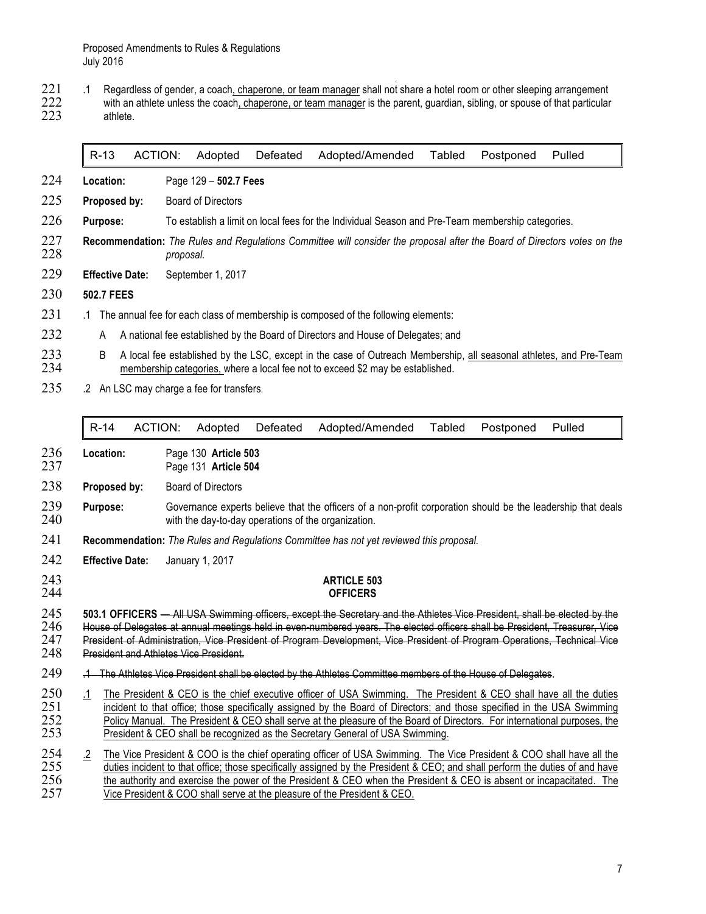.1 Regardless of gender, a coach<u>, chaperone, or team manager</u> shall not share a hotel room or other sleeping arrangement with an athlete unless the coach<u>, chaperone, or team manager</u> is the parent, guardian, sibling, or spouse of that particular athlete.

| R-13 | ACTION: | Adopted | Defeated | Adopted/Amended | Tabled | Postponed | Pulled |
|---|---|---|---|---|---|---|---|

**Location:** Page 129 – **502.7 Fees**

**Proposed by:** Board of Directors

**Purpose:** To establish a limit on local fees for the Individual Season and Pre-Team membership categories.

**Recommendation:** *The Rules and Regulations Committee will consider the proposal after the Board of Directors votes on the proposal.*

**Effective Date:** September 1, 2017

**502.7 FEES**

.1 The annual fee for each class of membership is composed of the following elements:

A A national fee established by the Board of Directors and House of Delegates; and

B A local fee established by the LSC, except in the case of Outreach Membership, <u>all seasonal athletes, and Pre-Team membership categories,</u> where a local fee not to exceed $2 may be established.

.2 An LSC may charge a fee for transfers.

| R-14 | ACTION: | Adopted | Defeated | Adopted/Amended | Tabled | Postponed | Pulled |
|---|---|---|---|---|---|---|---|

**Location:** Page 130 **Article 503**
Page 131 **Article 504**

**Proposed by:** Board of Directors

**Purpose:** Governance experts believe that the officers of a non-profit corporation should be the leadership that deals with the day-to-day operations of the organization.

**Recommendation:** *The Rules and Regulations Committee has not yet reviewed this proposal.*

**Effective Date:** January 1, 2017

**ARTICLE 503**
**OFFICERS**

**503.1 OFFICERS** ~~— All USA Swimming officers, except the Secretary and the Athletes Vice President, shall be elected by the House of Delegates at annual meetings held in even-numbered years. The elected officers shall be President, Treasurer, Vice President of Administration, Vice President of Program Development, Vice President of Program Operations, Technical Vice President and Athletes Vice President.~~

~~.1 The Athletes Vice President shall be elected by the Athletes Committee members of the House of Delegates.~~

<u>.1 The President & CEO is the chief executive officer of USA Swimming. The President & CEO shall have all the duties incident to that office; those specifically assigned by the Board of Directors; and those specified in the USA Swimming Policy Manual. The President & CEO shall serve at the pleasure of the Board of Directors. For international purposes, the President & CEO shall be recognized as the Secretary General of USA Swimming.</u>

<u>.2 The Vice President & COO is the chief operating officer of USA Swimming. The Vice President & COO shall have all the duties incident to that office; those specifically assigned by the President & CEO; and shall perform the duties of and have the authority and exercise the power of the President & CEO when the President & CEO is absent or incapacitated. The Vice President & COO shall serve at the pleasure of the President & CEO.</u>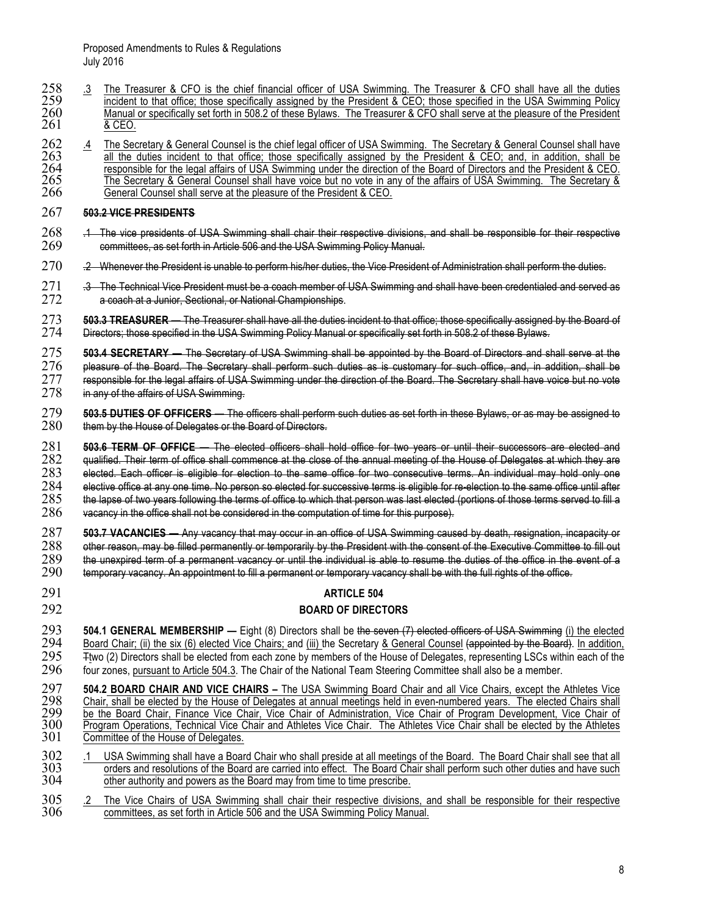.3 The Treasurer & CFO is the chief financial officer of USA Swimming. The Treasurer & CFO shall have all the duties incident to that office; those specifically assigned by the President & CEO; those specified in the USA Swimming Policy Manual or specifically set forth in 508.2 of these Bylaws. The Treasurer & CFO shall serve at the pleasure of the President & CEO.

.4 The Secretary & General Counsel is the chief legal officer of USA Swimming. The Secretary & General Counsel shall have all the duties incident to that office; those specifically assigned by the President & CEO; and, in addition, shall be responsible for the legal affairs of USA Swimming under the direction of the Board of Directors and the President & CEO. The Secretary & General Counsel shall have voice but no vote in any of the affairs of USA Swimming. The Secretary & General Counsel shall serve at the pleasure of the President & CEO.

~~**503.2 VICE PRESIDENTS**~~

~~.1 The vice presidents of USA Swimming shall chair their respective divisions, and shall be responsible for their respective committees, as set forth in Article 506 and the USA Swimming Policy Manual.~~

~~.2 Whenever the President is unable to perform his/her duties, the Vice President of Administration shall perform the duties.~~

~~.3 The Technical Vice President must be a coach member of USA Swimming and shall have been credentialed and served as a coach at a Junior, Sectional, or National Championships.~~

~~**503.3 TREASURER** — The Treasurer shall have all the duties incident to that office; those specifically assigned by the Board of Directors; those specified in the USA Swimming Policy Manual or specifically set forth in 508.2 of these Bylaws.~~

~~**503.4 SECRETARY —** The Secretary of USA Swimming shall be appointed by the Board of Directors and shall serve at the pleasure of the Board. The Secretary shall perform such duties as is customary for such office, and, in addition, shall be responsible for the legal affairs of USA Swimming under the direction of the Board. The Secretary shall have voice but no vote in any of the affairs of USA Swimming.~~

~~**503.5 DUTIES OF OFFICERS** — The officers shall perform such duties as set forth in these Bylaws, or as may be assigned to them by the House of Delegates or the Board of Directors.~~

~~**503.6 TERM OF OFFICE** — The elected officers shall hold office for two years or until their successors are elected and qualified. Their term of office shall commence at the close of the annual meeting of the House of Delegates at which they are elected. Each officer is eligible for election to the same office for two consecutive terms. An individual may hold only one elective office at any one time. No person so elected for successive terms is eligible for re-election to the same office until after the lapse of two years following the terms of office to which that person was last elected (portions of those terms served to fill a vacancy in the office shall not be considered in the computation of time for this purpose).~~

~~**503.7 VACANCIES —** Any vacancy that may occur in an office of USA Swimming caused by death, resignation, incapacity or other reason, may be filled permanently or temporarily by the President with the consent of the Executive Committee to fill out the unexpired term of a permanent vacancy or until the individual is able to resume the duties of the office in the event of a temporary vacancy. An appointment to fill a permanent or temporary vacancy shall be with the full rights of the office.~~

## ARTICLE 504

## BOARD OF DIRECTORS

**504.1 GENERAL MEMBERSHIP —** Eight (8) Directors shall be ~~the seven (7) elected officers of USA Swimming~~ (i) the elected Board Chair; (ii) the six (6) elected Vice Chairs; and (iii) the Secretary & General Counsel ~~(appointed by the Board)~~. In addition, ~~T~~two (2) Directors shall be elected from each zone by members of the House of Delegates, representing LSCs within each of the four zones, pursuant to Article 504.3. The Chair of the National Team Steering Committee shall also be a member.

**504.2 BOARD CHAIR AND VICE CHAIRS –** The USA Swimming Board Chair and all Vice Chairs, except the Athletes Vice Chair, shall be elected by the House of Delegates at annual meetings held in even-numbered years. The elected Chairs shall be the Board Chair, Finance Vice Chair, Vice Chair of Administration, Vice Chair of Program Development, Vice Chair of Program Operations, Technical Vice Chair and Athletes Vice Chair. The Athletes Vice Chair shall be elected by the Athletes Committee of the House of Delegates.

.1 USA Swimming shall have a Board Chair who shall preside at all meetings of the Board. The Board Chair shall see that all orders and resolutions of the Board are carried into effect. The Board Chair shall perform such other duties and have such other authority and powers as the Board may from time to time prescribe.

.2 The Vice Chairs of USA Swimming shall chair their respective divisions, and shall be responsible for their respective committees, as set forth in Article 506 and the USA Swimming Policy Manual.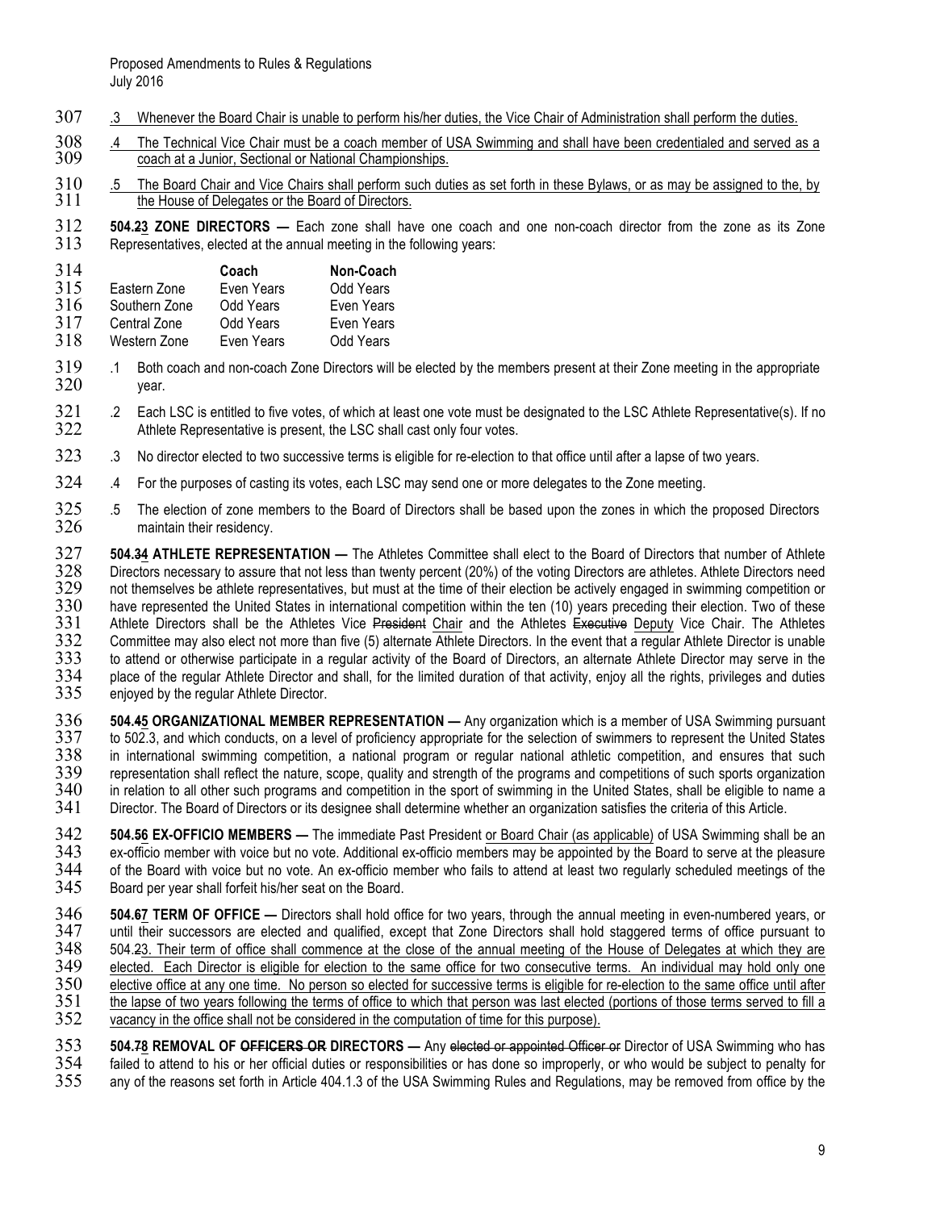.3 Whenever the Board Chair is unable to perform his/her duties, the Vice Chair of Administration shall perform the duties.

.4 The Technical Vice Chair must be a coach member of USA Swimming and shall have been credentialed and served as a coach at a Junior, Sectional or National Championships.

.5 The Board Chair and Vice Chairs shall perform such duties as set forth in these Bylaws, or as may be assigned to the, by the House of Delegates or the Board of Directors.

**504.23 ZONE DIRECTORS —** Each zone shall have one coach and one non-coach director from the zone as its Zone Representatives, elected at the annual meeting in the following years:

| | Coach | Non-Coach |
|---|---|---|
| Eastern Zone | Even Years | Odd Years |
| Southern Zone | Odd Years | Even Years |
| Central Zone | Odd Years | Even Years |
| Western Zone | Even Years | Odd Years |

.1 Both coach and non-coach Zone Directors will be elected by the members present at their Zone meeting in the appropriate year.

.2 Each LSC is entitled to five votes, of which at least one vote must be designated to the LSC Athlete Representative(s). If no Athlete Representative is present, the LSC shall cast only four votes.

.3 No director elected to two successive terms is eligible for re-election to that office until after a lapse of two years.

.4 For the purposes of casting its votes, each LSC may send one or more delegates to the Zone meeting.

.5 The election of zone members to the Board of Directors shall be based upon the zones in which the proposed Directors maintain their residency.

**504.34 ATHLETE REPRESENTATION —** The Athletes Committee shall elect to the Board of Directors that number of Athlete Directors necessary to assure that not less than twenty percent (20%) of the voting Directors are athletes. Athlete Directors need not themselves be athlete representatives, but must at the time of their election be actively engaged in swimming competition or have represented the United States in international competition within the ten (10) years preceding their election. Two of these Athlete Directors shall be the Athletes Vice ~~President~~ Chair and the Athletes ~~Executive~~ Deputy Vice Chair. The Athletes Committee may also elect not more than five (5) alternate Athlete Directors. In the event that a regular Athlete Director is unable to attend or otherwise participate in a regular activity of the Board of Directors, an alternate Athlete Director may serve in the place of the regular Athlete Director and shall, for the limited duration of that activity, enjoy all the rights, privileges and duties enjoyed by the regular Athlete Director.

**504.45 ORGANIZATIONAL MEMBER REPRESENTATION —** Any organization which is a member of USA Swimming pursuant to 502.3, and which conducts, on a level of proficiency appropriate for the selection of swimmers to represent the United States in international swimming competition, a national program or regular national athletic competition, and ensures that such representation shall reflect the nature, scope, quality and strength of the programs and competitions of such sports organization in relation to all other such programs and competition in the sport of swimming in the United States, shall be eligible to name a Director. The Board of Directors or its designee shall determine whether an organization satisfies the criteria of this Article.

**504.56 EX-OFFICIO MEMBERS —** The immediate Past President or Board Chair (as applicable) of USA Swimming shall be an ex-officio member with voice but no vote. Additional ex-officio members may be appointed by the Board to serve at the pleasure of the Board with voice but no vote. An ex-officio member who fails to attend at least two regularly scheduled meetings of the Board per year shall forfeit his/her seat on the Board.

**504.67 TERM OF OFFICE —** Directors shall hold office for two years, through the annual meeting in even-numbered years, or until their successors are elected and qualified, except that Zone Directors shall hold staggered terms of office pursuant to 504.23. Their term of office shall commence at the close of the annual meeting of the House of Delegates at which they are elected. Each Director is eligible for election to the same office for two consecutive terms. An individual may hold only one elective office at any one time. No person so elected for successive terms is eligible for re-election to the same office until after the lapse of two years following the terms of office to which that person was last elected (portions of those terms served to fill a vacancy in the office shall not be considered in the computation of time for this purpose).

**504.78 REMOVAL OF ~~OFFICERS OR~~ DIRECTORS —** Any ~~elected or appointed Officer or~~ Director of USA Swimming who has failed to attend to his or her official duties or responsibilities or has done so improperly, or who would be subject to penalty for any of the reasons set forth in Article 404.1.3 of the USA Swimming Rules and Regulations, may be removed from office by the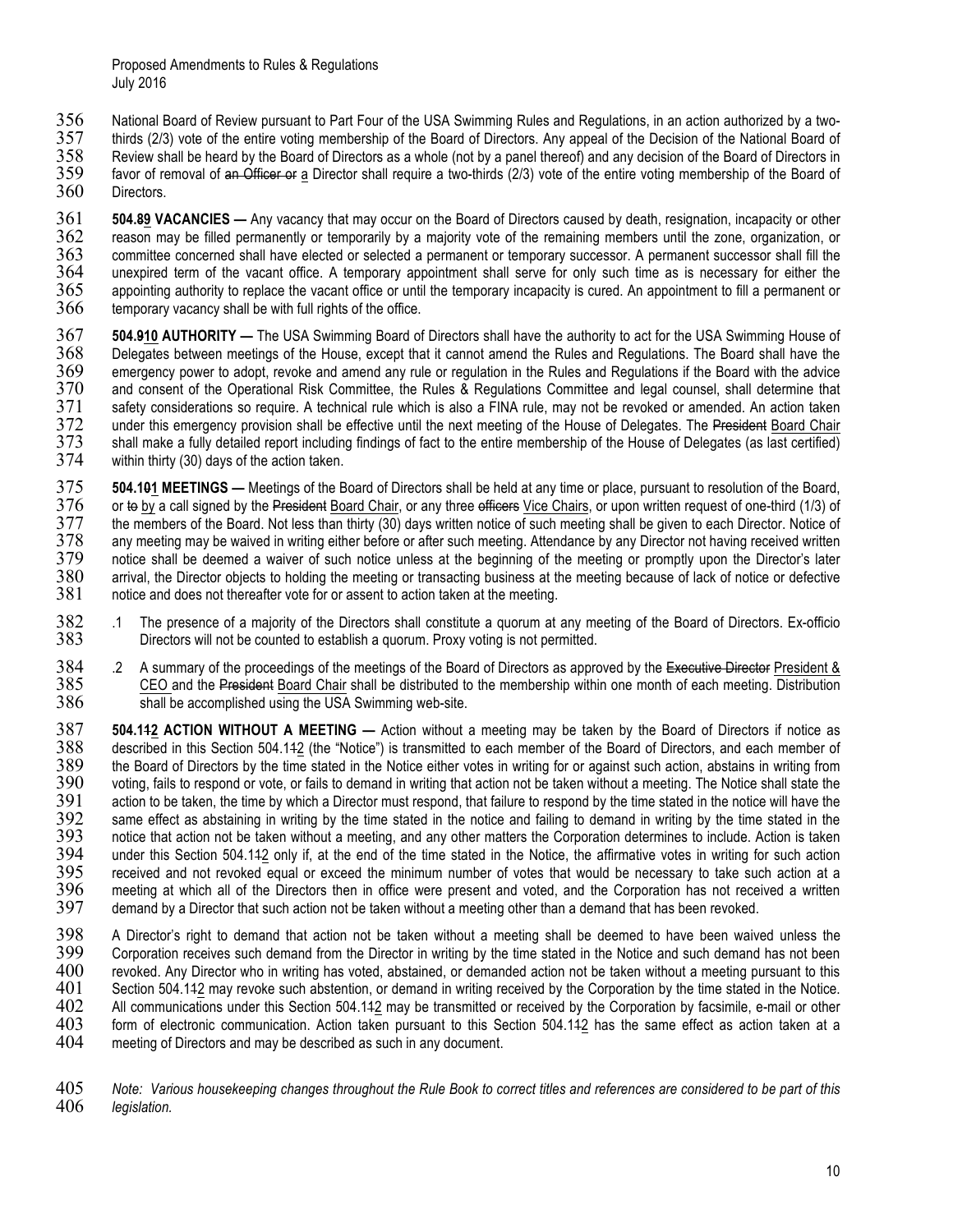National Board of Review pursuant to Part Four of the USA Swimming Rules and Regulations, in an action authorized by a two-thirds (2/3) vote of the entire voting membership of the Board of Directors. Any appeal of the Decision of the National Board of Review shall be heard by the Board of Directors as a whole (not by a panel thereof) and any decision of the Board of Directors in favor of removal of ~~an Officer or~~ a Director shall require a two-thirds (2/3) vote of the entire voting membership of the Board of Directors.

**504.8̶9̲ VACANCIES —** Any vacancy that may occur on the Board of Directors caused by death, resignation, incapacity or other reason may be filled permanently or temporarily by a majority vote of the remaining members until the zone, organization, or committee concerned shall have elected or selected a permanent or temporary successor. A permanent successor shall fill the unexpired term of the vacant office. A temporary appointment shall serve for only such time as is necessary for either the appointing authority to replace the vacant office or until the temporary incapacity is cured. An appointment to fill a permanent or temporary vacancy shall be with full rights of the office.

**504.9̶1̲0̲ AUTHORITY —** The USA Swimming Board of Directors shall have the authority to act for the USA Swimming House of Delegates between meetings of the House, except that it cannot amend the Rules and Regulations. The Board shall have the emergency power to adopt, revoke and amend any rule or regulation in the Rules and Regulations if the Board with the advice and consent of the Operational Risk Committee, the Rules & Regulations Committee and legal counsel, shall determine that safety considerations so require. A technical rule which is also a FINA rule, may not be revoked or amended. An action taken under this emergency provision shall be effective until the next meeting of the House of Delegates. The ~~President~~ Board Chair shall make a fully detailed report including findings of fact to the entire membership of the House of Delegates (as last certified) within thirty (30) days of the action taken.

**504.1̶0̶1̲ MEETINGS —** Meetings of the Board of Directors shall be held at any time or place, pursuant to resolution of the Board, or ~~to~~ by a call signed by the ~~President~~ Board Chair, or any three ~~officers~~ Vice Chairs, or upon written request of one-third (1/3) of the members of the Board. Not less than thirty (30) days written notice of such meeting shall be given to each Director. Notice of any meeting may be waived in writing either before or after such meeting. Attendance by any Director not having received written notice shall be deemed a waiver of such notice unless at the beginning of the meeting or promptly upon the Director's later arrival, the Director objects to holding the meeting or transacting business at the meeting because of lack of notice or defective notice and does not thereafter vote for or assent to action taken at the meeting.

.1 The presence of a majority of the Directors shall constitute a quorum at any meeting of the Board of Directors. Ex-officio Directors will not be counted to establish a quorum. Proxy voting is not permitted.

.2 A summary of the proceedings of the meetings of the Board of Directors as approved by the ~~Executive Director~~ President & CEO and the ~~President~~ Board Chair shall be distributed to the membership within one month of each meeting. Distribution shall be accomplished using the USA Swimming web-site.

**504.11̶2̲ ACTION WITHOUT A MEETING —** Action without a meeting may be taken by the Board of Directors if notice as described in this Section 504.11̶2̲ (the "Notice") is transmitted to each member of the Board of Directors, and each member of the Board of Directors by the time stated in the Notice either votes in writing for or against such action, abstains in writing from voting, fails to respond or vote, or fails to demand in writing that action not be taken without a meeting. The Notice shall state the action to be taken, the time by which a Director must respond, that failure to respond by the time stated in the notice will have the same effect as abstaining in writing by the time stated in the notice and failing to demand in writing by the time stated in the notice that action not be taken without a meeting, and any other matters the Corporation determines to include. Action is taken under this Section 504.11̶2̲ only if, at the end of the time stated in the Notice, the affirmative votes in writing for such action received and not revoked equal or exceed the minimum number of votes that would be necessary to take such action at a meeting at which all of the Directors then in office were present and voted, and the Corporation has not received a written demand by a Director that such action not be taken without a meeting other than a demand that has been revoked.

A Director's right to demand that action not be taken without a meeting shall be deemed to have been waived unless the Corporation receives such demand from the Director in writing by the time stated in the Notice and such demand has not been revoked. Any Director who in writing has voted, abstained, or demanded action not be taken without a meeting pursuant to this Section 504.11̶2̲ may revoke such abstention, or demand in writing received by the Corporation by the time stated in the Notice. All communications under this Section 504.11̶2̲ may be transmitted or received by the Corporation by facsimile, e-mail or other form of electronic communication. Action taken pursuant to this Section 504.11̶2̲ has the same effect as action taken at a meeting of Directors and may be described as such in any document.

*Note: Various housekeeping changes throughout the Rule Book to correct titles and references are considered to be part of this legislation.*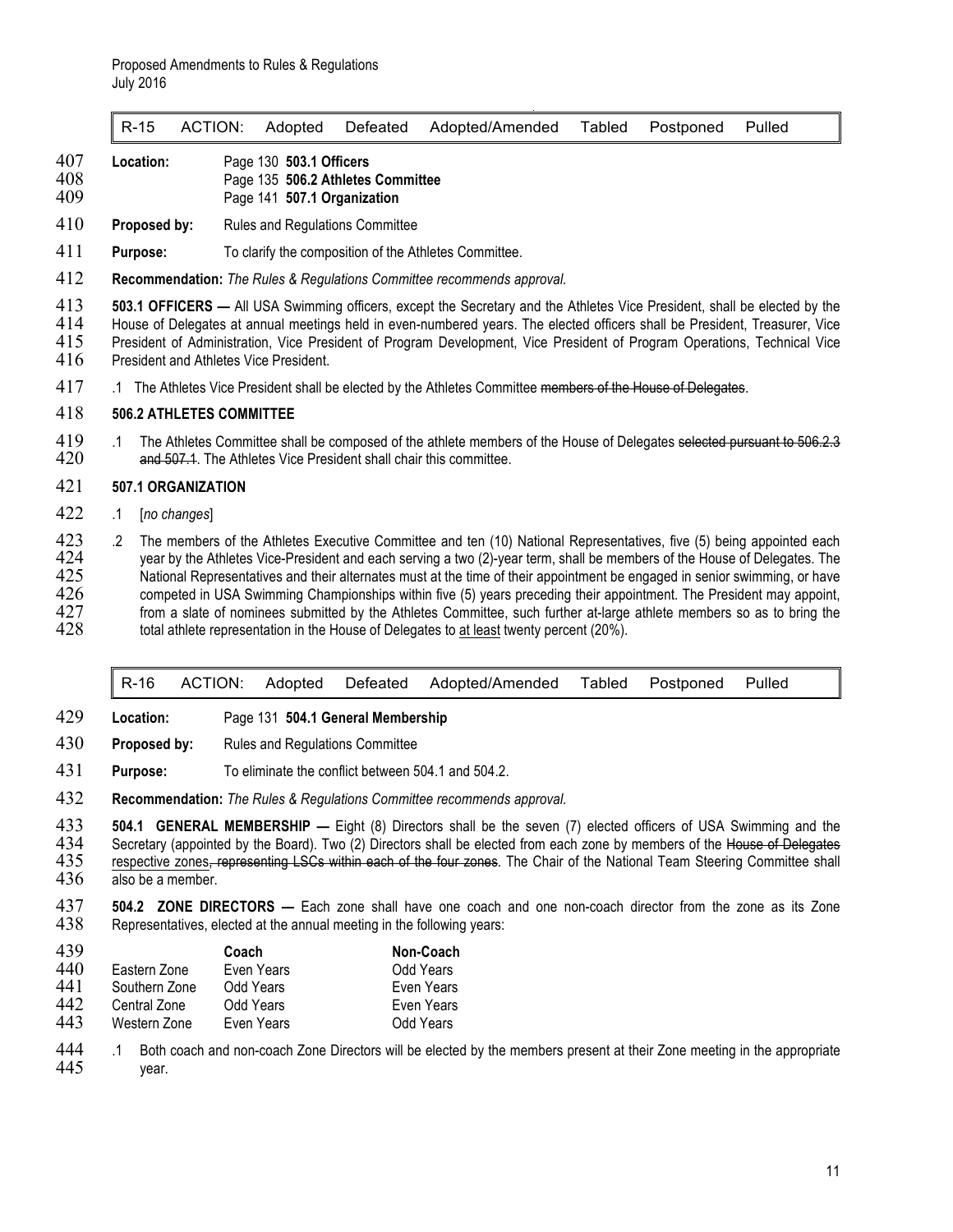| R-15 | ACTION: | Adopted | Defeated | Adopted/Amended | Tabled | Postponed | Pulled |
|---|---|---|---|---|---|---|---|

**Location:** Page 130 **503.1 Officers**
Page 135 **506.2 Athletes Committee**
Page 141 **507.1 Organization**

**Proposed by:** Rules and Regulations Committee

**Purpose:** To clarify the composition of the Athletes Committee.

**Recommendation:** *The Rules & Regulations Committee recommends approval.*

**503.1 OFFICERS —** All USA Swimming officers, except the Secretary and the Athletes Vice President, shall be elected by the House of Delegates at annual meetings held in even-numbered years. The elected officers shall be President, Treasurer, Vice President of Administration, Vice President of Program Development, Vice President of Program Operations, Technical Vice President and Athletes Vice President.

.1 The Athletes Vice President shall be elected by the Athletes Committee ~~members of the House of Delegates~~.

**506.2 ATHLETES COMMITTEE**

.1 The Athletes Committee shall be composed of the athlete members of the House of Delegates ~~selected pursuant to 506.2.3 and 507.1~~. The Athletes Vice President shall chair this committee.

**507.1 ORGANIZATION**

.1 [*no changes*]

.2 The members of the Athletes Executive Committee and ten (10) National Representatives, five (5) being appointed each year by the Athletes Vice-President and each serving a two (2)-year term, shall be members of the House of Delegates. The National Representatives and their alternates must at the time of their appointment be engaged in senior swimming, or have competed in USA Swimming Championships within five (5) years preceding their appointment. The President may appoint, from a slate of nominees submitted by the Athletes Committee, such further at-large athlete members so as to bring the total athlete representation in the House of Delegates to <u>at least</u> twenty percent (20%).

| R-16 | ACTION: | Adopted | Defeated | Adopted/Amended | Tabled | Postponed | Pulled |
|---|---|---|---|---|---|---|---|

**Location:** Page 131 **504.1 General Membership**

**Proposed by:** Rules and Regulations Committee

**Purpose:** To eliminate the conflict between 504.1 and 504.2.

**Recommendation:** *The Rules & Regulations Committee recommends approval.*

**504.1 GENERAL MEMBERSHIP —** Eight (8) Directors shall be the seven (7) elected officers of USA Swimming and the Secretary (appointed by the Board). Two (2) Directors shall be elected from each zone by members of the ~~House of Delegates~~ <u>respective zones</u>~~, representing LSCs within each of the four zones~~. The Chair of the National Team Steering Committee shall also be a member.

**504.2 ZONE DIRECTORS —** Each zone shall have one coach and one non-coach director from the zone as its Zone Representatives, elected at the annual meeting in the following years:

| | Coach | Non-Coach |
|---|---|---|
| Eastern Zone | Even Years | Odd Years |
| Southern Zone | Odd Years | Even Years |
| Central Zone | Odd Years | Even Years |
| Western Zone | Even Years | Odd Years |

.1 Both coach and non-coach Zone Directors will be elected by the members present at their Zone meeting in the appropriate year.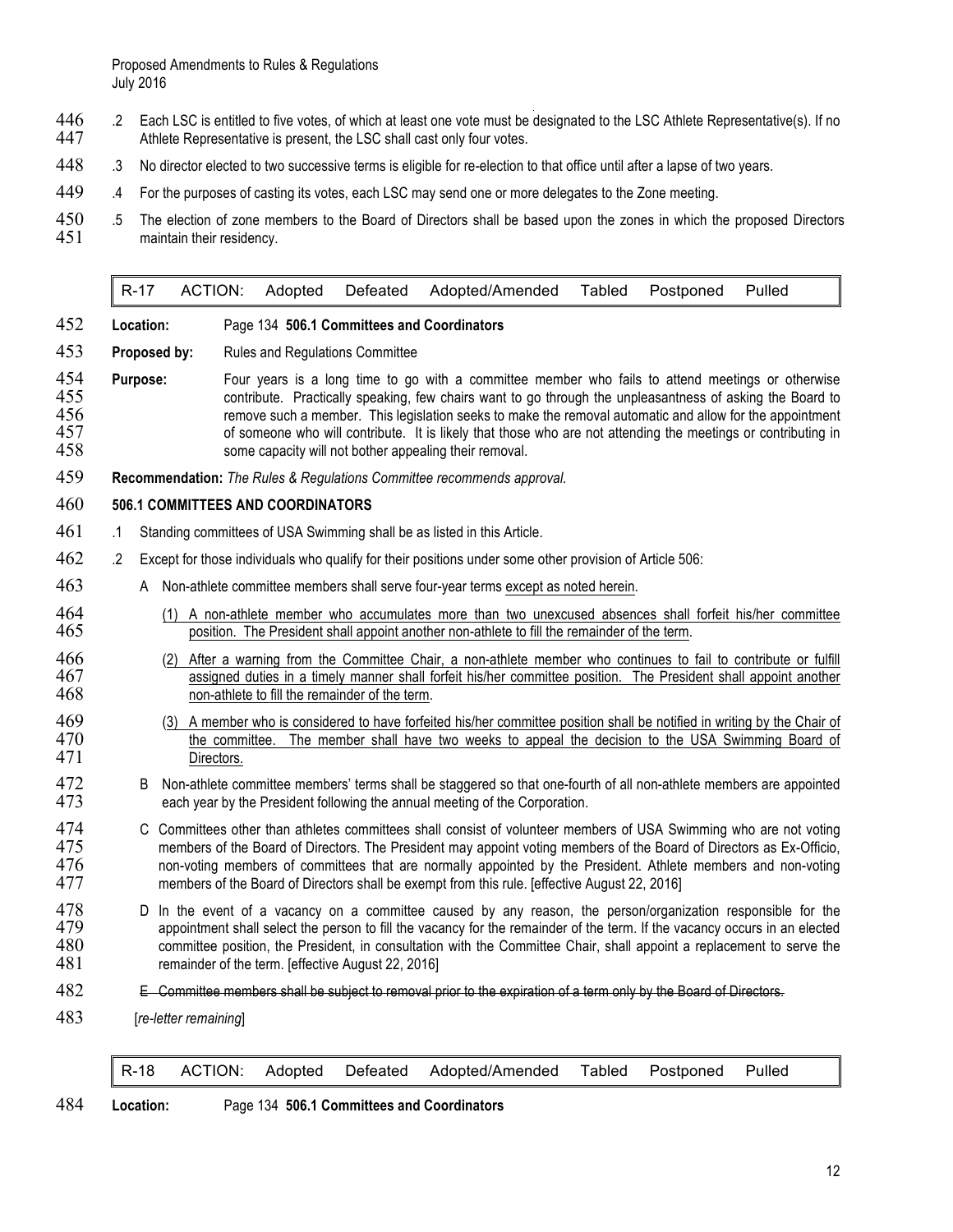.2 Each LSC is entitled to five votes, of which at least one vote must be designated to the LSC Athlete Representative(s). If no Athlete Representative is present, the LSC shall cast only four votes.

.3 No director elected to two successive terms is eligible for re-election to that office until after a lapse of two years.

.4 For the purposes of casting its votes, each LSC may send one or more delegates to the Zone meeting.

.5 The election of zone members to the Board of Directors shall be based upon the zones in which the proposed Directors maintain their residency.

| R-17 | ACTION: | Adopted | Defeated | Adopted/Amended | Tabled | Postponed | Pulled |
|---|---|---|---|---|---|---|---|

**Location:** Page 134 **506.1 Committees and Coordinators**

**Proposed by:** Rules and Regulations Committee

**Purpose:** Four years is a long time to go with a committee member who fails to attend meetings or otherwise contribute. Practically speaking, few chairs want to go through the unpleasantness of asking the Board to remove such a member. This legislation seeks to make the removal automatic and allow for the appointment of someone who will contribute. It is likely that those who are not attending the meetings or contributing in some capacity will not bother appealing their removal.

**Recommendation:** *The Rules & Regulations Committee recommends approval.*

**506.1 COMMITTEES AND COORDINATORS**

.1 Standing committees of USA Swimming shall be as listed in this Article.

.2 Except for those individuals who qualify for their positions under some other provision of Article 506:

A Non-athlete committee members shall serve four-year terms <u>except as noted herein</u>.

(1) <u>A non-athlete member who accumulates more than two unexcused absences shall forfeit his/her committee position. The President shall appoint another non-athlete to fill the remainder of the term</u>.

(2) <u>After a warning from the Committee Chair, a non-athlete member who continues to fail to contribute or fulfill assigned duties in a timely manner shall forfeit his/her committee position. The President shall appoint another non-athlete to fill the remainder of the term</u>.

(3) <u>A member who is considered to have forfeited his/her committee position shall be notified in writing by the Chair of the committee. The member shall have two weeks to appeal the decision to the USA Swimming Board of Directors.</u>

B Non-athlete committee members' terms shall be staggered so that one-fourth of all non-athlete members are appointed each year by the President following the annual meeting of the Corporation.

C Committees other than athletes committees shall consist of volunteer members of USA Swimming who are not voting members of the Board of Directors. The President may appoint voting members of the Board of Directors as Ex-Officio, non-voting members of committees that are normally appointed by the President. Athlete members and non-voting members of the Board of Directors shall be exempt from this rule. [effective August 22, 2016]

D In the event of a vacancy on a committee caused by any reason, the person/organization responsible for the appointment shall select the person to fill the vacancy for the remainder of the term. If the vacancy occurs in an elected committee position, the President, in consultation with the Committee Chair, shall appoint a replacement to serve the remainder of the term. [effective August 22, 2016]

~~E Committee members shall be subject to removal prior to the expiration of a term only by the Board of Directors.~~

[*re-letter remaining*]

| R-18 | ACTION: | Adopted | Defeated | Adopted/Amended | Tabled | Postponed | Pulled |
|---|---|---|---|---|---|---|---|

**Location:** Page 134 **506.1 Committees and Coordinators**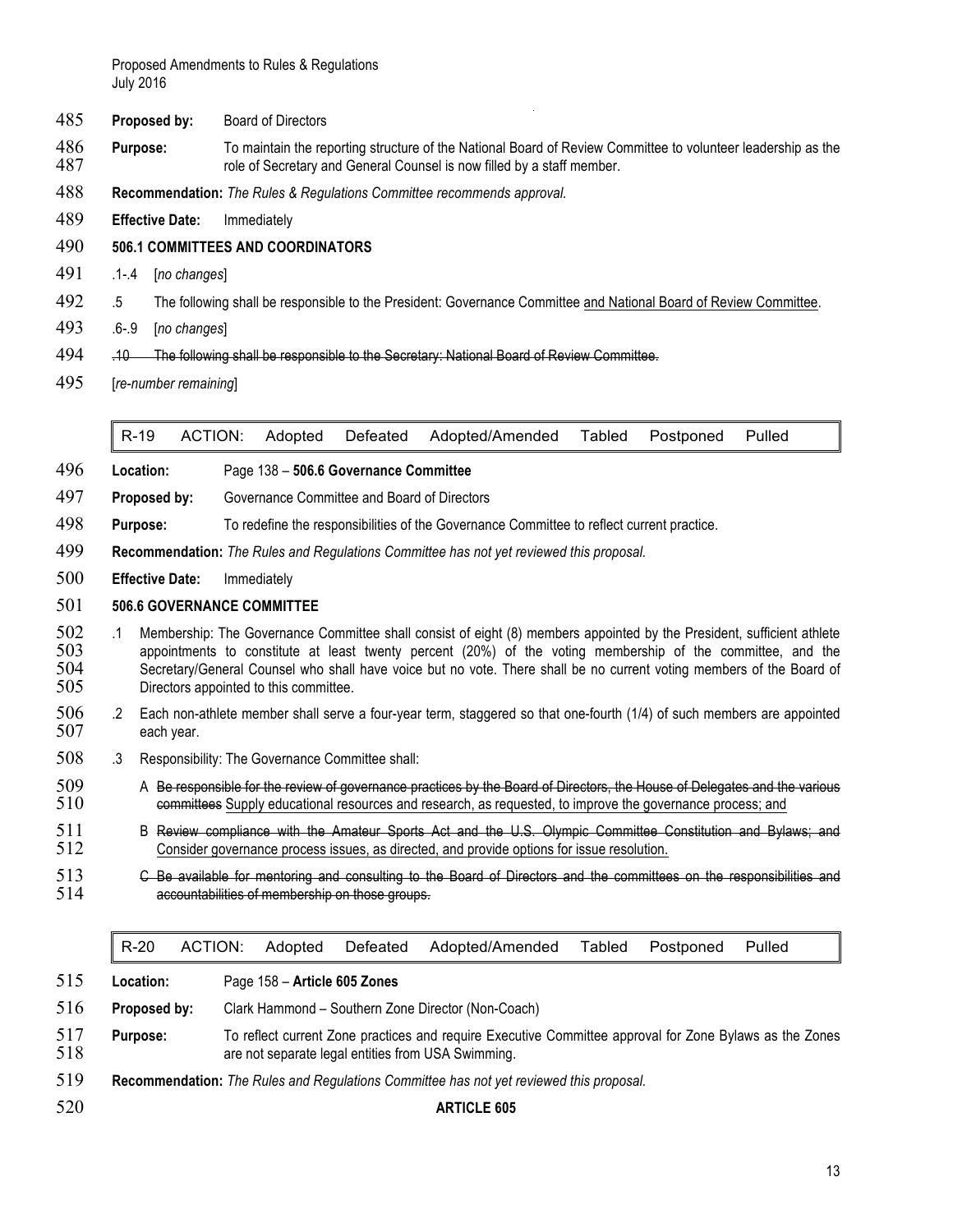**Proposed by:** Board of Directors

**Purpose:** To maintain the reporting structure of the National Board of Review Committee to volunteer leadership as the role of Secretary and General Counsel is now filled by a staff member.

**Recommendation:** *The Rules & Regulations Committee recommends approval.*

**Effective Date:** Immediately

**506.1 COMMITTEES AND COORDINATORS**

.1-.4 [*no changes*]

.5 The following shall be responsible to the President: Governance Committee <u>and National Board of Review Committee</u>.

.6-.9 [*no changes*]

~~.10 The following shall be responsible to the Secretary: National Board of Review Committee.~~

[*re-number remaining*]

| R-19 | ACTION: | Adopted | Defeated | Adopted/Amended | Tabled | Postponed | Pulled |
|---|---|---|---|---|---|---|---|

**Location:** Page 138 – **506.6 Governance Committee**

**Proposed by:** Governance Committee and Board of Directors

**Purpose:** To redefine the responsibilities of the Governance Committee to reflect current practice.

**Recommendation:** *The Rules and Regulations Committee has not yet reviewed this proposal.*

**Effective Date:** Immediately

**506.6 GOVERNANCE COMMITTEE**

.1 Membership: The Governance Committee shall consist of eight (8) members appointed by the President, sufficient athlete appointments to constitute at least twenty percent (20%) of the voting membership of the committee, and the Secretary/General Counsel who shall have voice but no vote. There shall be no current voting members of the Board of Directors appointed to this committee.

.2 Each non-athlete member shall serve a four-year term, staggered so that one-fourth (1/4) of such members are appointed each year.

.3 Responsibility: The Governance Committee shall:

A ~~Be responsible for the review of governance practices by the Board of Directors, the House of Delegates and the various committees~~ <u>Supply educational resources and research, as requested, to improve the governance process; and</u>

B ~~Review compliance with the Amateur Sports Act and the U.S. Olympic Committee Constitution and Bylaws; and~~ <u>Consider governance process issues, as directed, and provide options for issue resolution.</u>

~~C Be available for mentoring and consulting to the Board of Directors and the committees on the responsibilities and accountabilities of membership on those groups.~~

| R-20 | ACTION: | Adopted | Defeated | Adopted/Amended | Tabled | Postponed | Pulled |
|---|---|---|---|---|---|---|---|

**Location:** Page 158 – **Article 605 Zones**

**Proposed by:** Clark Hammond – Southern Zone Director (Non-Coach)

**Purpose:** To reflect current Zone practices and require Executive Committee approval for Zone Bylaws as the Zones are not separate legal entities from USA Swimming.

**Recommendation:** *The Rules and Regulations Committee has not yet reviewed this proposal.*

**ARTICLE 605**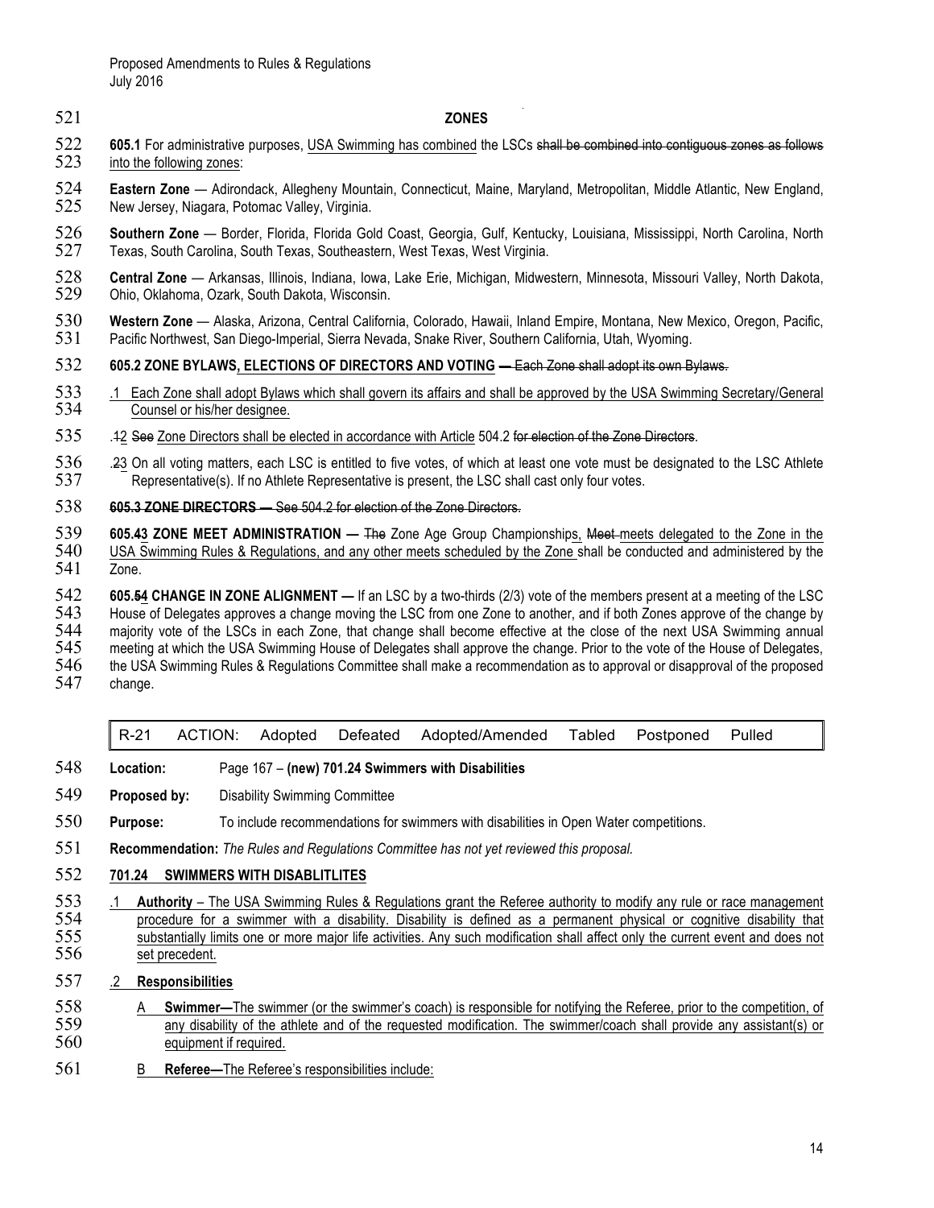**ZONES**

**605.1** For administrative purposes, USA Swimming has combined the LSCs ~~shall be combined into contiguous zones as follows~~ into the following zones:

**Eastern Zone** — Adirondack, Allegheny Mountain, Connecticut, Maine, Maryland, Metropolitan, Middle Atlantic, New England, New Jersey, Niagara, Potomac Valley, Virginia.

**Southern Zone** — Border, Florida, Florida Gold Coast, Georgia, Gulf, Kentucky, Louisiana, Mississippi, North Carolina, North Texas, South Carolina, South Texas, Southeastern, West Texas, West Virginia.

**Central Zone** — Arkansas, Illinois, Indiana, Iowa, Lake Erie, Michigan, Midwestern, Minnesota, Missouri Valley, North Dakota, Ohio, Oklahoma, Ozark, South Dakota, Wisconsin.

**Western Zone** — Alaska, Arizona, Central California, Colorado, Hawaii, Inland Empire, Montana, New Mexico, Oregon, Pacific, Pacific Northwest, San Diego-Imperial, Sierra Nevada, Snake River, Southern California, Utah, Wyoming.

**605.2 ZONE BYLAWS, ELECTIONS OF DIRECTORS AND VOTING** ~~— Each Zone shall adopt its own Bylaws.~~

.1 Each Zone shall adopt Bylaws which shall govern its affairs and shall be approved by the USA Swimming Secretary/General Counsel or his/her designee.

.~~1~~2 ~~See~~ Zone Directors shall be elected in accordance with Article 504.2 ~~for election of the Zone Directors~~.

.~~2~~3 On all voting matters, each LSC is entitled to five votes, of which at least one vote must be designated to the LSC Athlete Representative(s). If no Athlete Representative is present, the LSC shall cast only four votes.

~~**605.3 ZONE DIRECTORS —** See 504.2 for election of the Zone Directors.~~

**605.~~4~~3 ZONE MEET ADMINISTRATION —** ~~The~~ Zone Age Group Championships, ~~Meet~~ meets delegated to the Zone in the USA Swimming Rules & Regulations, and any other meets scheduled by the Zone shall be conducted and administered by the Zone.

**605.~~5~~4 CHANGE IN ZONE ALIGNMENT —** If an LSC by a two-thirds (2/3) vote of the members present at a meeting of the LSC House of Delegates approves a change moving the LSC from one Zone to another, and if both Zones approve of the change by majority vote of the LSCs in each Zone, that change shall become effective at the close of the next USA Swimming annual meeting at which the USA Swimming House of Delegates shall approve the change. Prior to the vote of the House of Delegates, the USA Swimming Rules & Regulations Committee shall make a recommendation as to approval or disapproval of the proposed change.

| R-21 | ACTION: | Adopted | Defeated | Adopted/Amended | Tabled | Postponed | Pulled |
|---|---|---|---|---|---|---|---|

**Location:** Page 167 – **(new) 701.24 Swimmers with Disabilities**

**Proposed by:** Disability Swimming Committee

**Purpose:** To include recommendations for swimmers with disabilities in Open Water competitions.

**Recommendation:** *The Rules and Regulations Committee has not yet reviewed this proposal.*

**701.24 SWIMMERS WITH DISABLITLITES**

.1 **Authority** – The USA Swimming Rules & Regulations grant the Referee authority to modify any rule or race management procedure for a swimmer with a disability. Disability is defined as a permanent physical or cognitive disability that substantially limits one or more major life activities. Any such modification shall affect only the current event and does not set precedent.

.2 **Responsibilities**

A **Swimmer—**The swimmer (or the swimmer's coach) is responsible for notifying the Referee, prior to the competition, of any disability of the athlete and of the requested modification. The swimmer/coach shall provide any assistant(s) or equipment if required.

B **Referee—**The Referee's responsibilities include: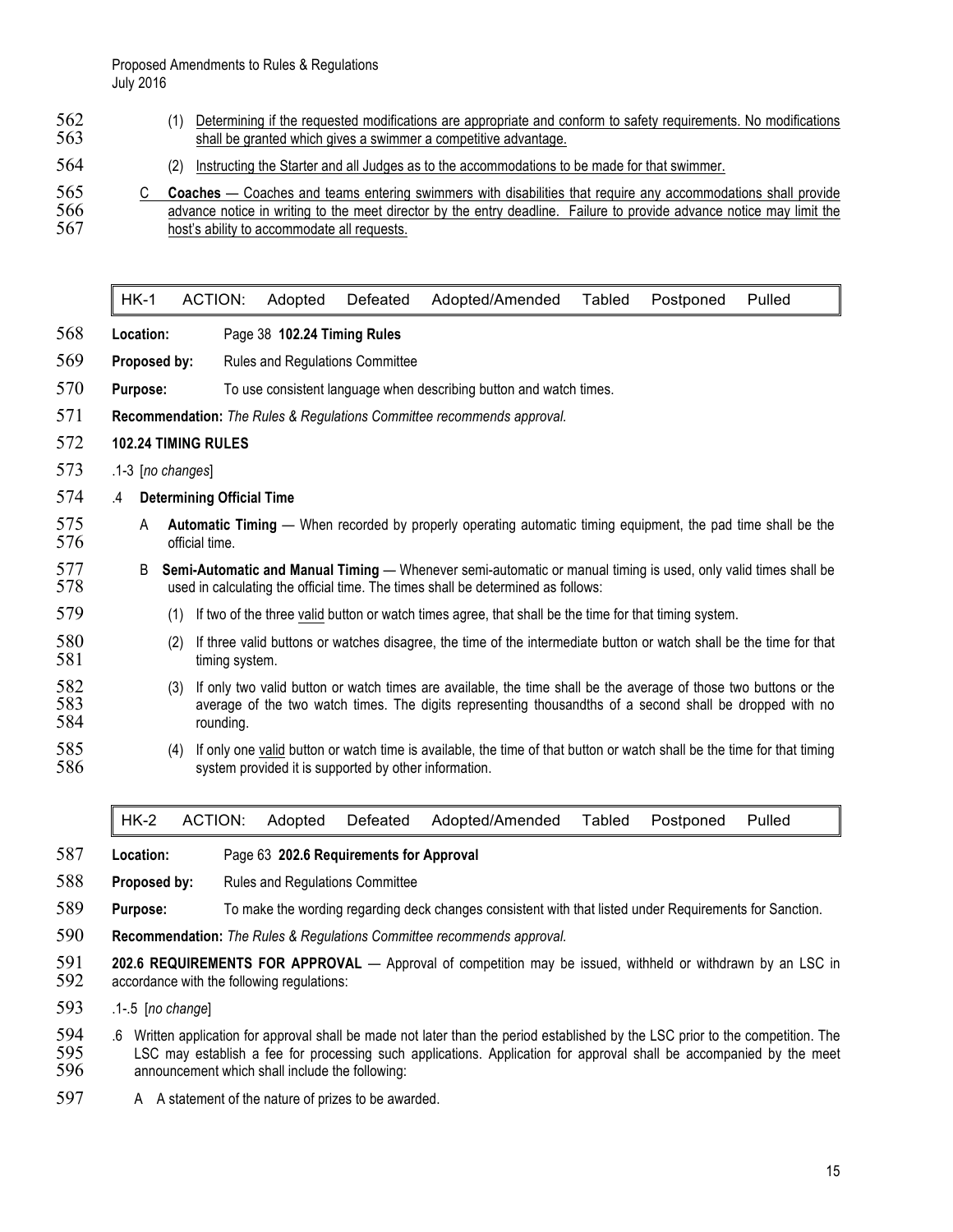(1) Determining if the requested modifications are appropriate and conform to safety requirements. No modifications shall be granted which gives a swimmer a competitive advantage.

(2) Instructing the Starter and all Judges as to the accommodations to be made for that swimmer.

C **Coaches** — Coaches and teams entering swimmers with disabilities that require any accommodations shall provide advance notice in writing to the meet director by the entry deadline. Failure to provide advance notice may limit the host's ability to accommodate all requests.

| HK-1 | ACTION: | Adopted | Defeated | Adopted/Amended | Tabled | Postponed | Pulled |
|---|---|---|---|---|---|---|---|

**Location:** Page 38 **102.24 Timing Rules**

**Proposed by:** Rules and Regulations Committee

**Purpose:** To use consistent language when describing button and watch times.

**Recommendation:** *The Rules & Regulations Committee recommends approval.*

**102.24 TIMING RULES**

.1-3 [*no changes*]

.4 **Determining Official Time**

A **Automatic Timing** — When recorded by properly operating automatic timing equipment, the pad time shall be the official time.

B **Semi-Automatic and Manual Timing** — Whenever semi-automatic or manual timing is used, only valid times shall be used in calculating the official time. The times shall be determined as follows:

(1) If two of the three valid button or watch times agree, that shall be the time for that timing system.

(2) If three valid buttons or watches disagree, the time of the intermediate button or watch shall be the time for that timing system.

(3) If only two valid button or watch times are available, the time shall be the average of those two buttons or the average of the two watch times. The digits representing thousandths of a second shall be dropped with no rounding.

(4) If only one valid button or watch time is available, the time of that button or watch shall be the time for that timing system provided it is supported by other information.

| HK-2 | ACTION: | Adopted | Defeated | Adopted/Amended | Tabled | Postponed | Pulled |
|---|---|---|---|---|---|---|---|

**Location:** Page 63 **202.6 Requirements for Approval**

**Proposed by:** Rules and Regulations Committee

**Purpose:** To make the wording regarding deck changes consistent with that listed under Requirements for Sanction.

**Recommendation:** *The Rules & Regulations Committee recommends approval.*

**202.6 REQUIREMENTS FOR APPROVAL** — Approval of competition may be issued, withheld or withdrawn by an LSC in accordance with the following regulations:

.1-.5 [*no change*]

.6 Written application for approval shall be made not later than the period established by the LSC prior to the competition. The LSC may establish a fee for processing such applications. Application for approval shall be accompanied by the meet announcement which shall include the following:

A A statement of the nature of prizes to be awarded.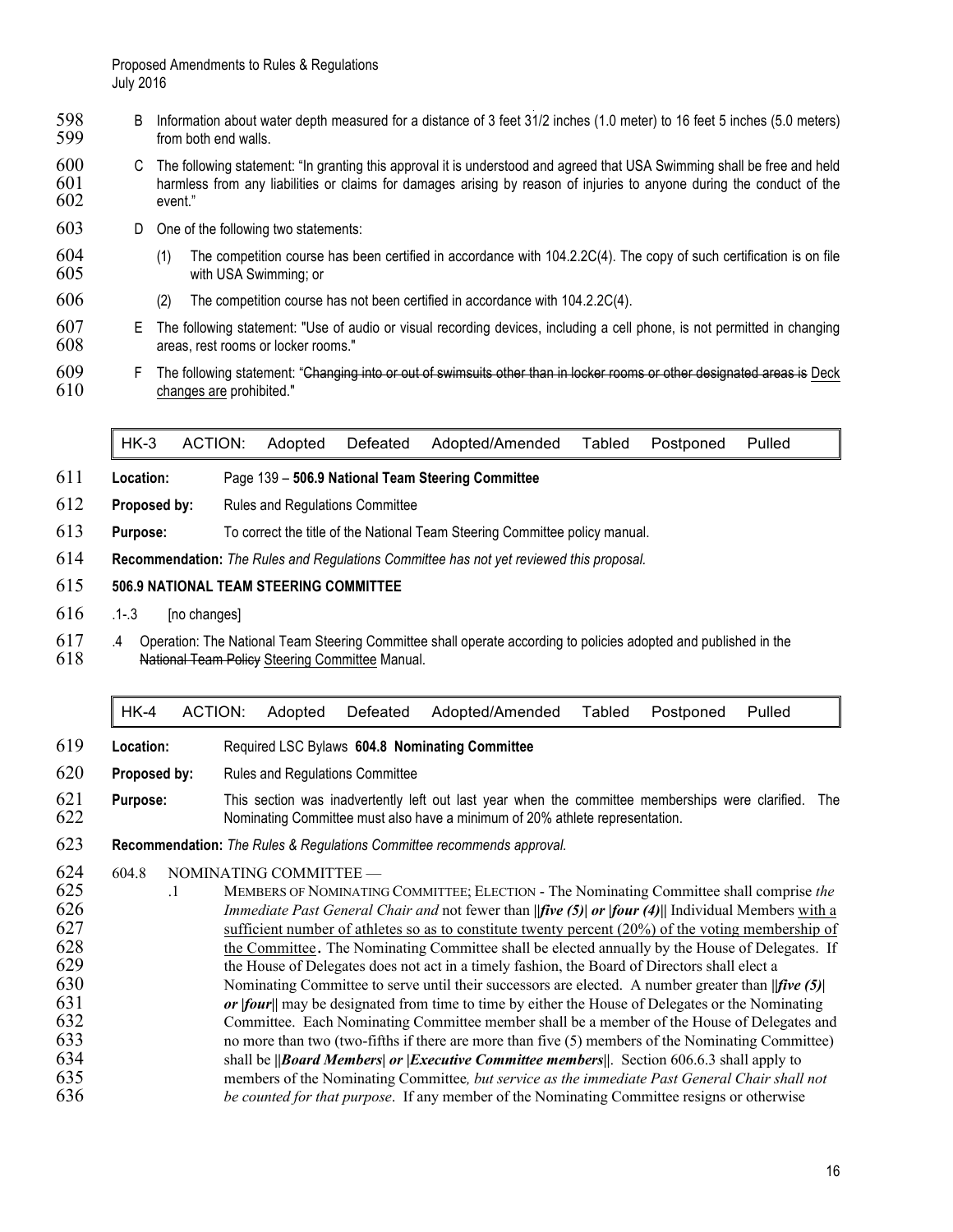B Information about water depth measured for a distance of 3 feet 31/2 inches (1.0 meter) to 16 feet 5 inches (5.0 meters) from both end walls.

C The following statement: "In granting this approval it is understood and agreed that USA Swimming shall be free and held harmless from any liabilities or claims for damages arising by reason of injuries to anyone during the conduct of the event."

D One of the following two statements:

(1) The competition course has been certified in accordance with 104.2.2C(4). The copy of such certification is on file with USA Swimming; or

(2) The competition course has not been certified in accordance with 104.2.2C(4).

E The following statement: "Use of audio or visual recording devices, including a cell phone, is not permitted in changing areas, rest rooms or locker rooms."

F The following statement: "~~Changing into or out of swimsuits other than in locker rooms or other designated areas is~~ Deck changes are prohibited."

| HK-3 | ACTION: | Adopted | Defeated | Adopted/Amended | Tabled | Postponed | Pulled |
|---|---|---|---|---|---|---|---|

**Location:** Page 139 – **506.9 National Team Steering Committee**

**Proposed by:** Rules and Regulations Committee

**Purpose:** To correct the title of the National Team Steering Committee policy manual.

**Recommendation:** *The Rules and Regulations Committee has not yet reviewed this proposal.*

**506.9 NATIONAL TEAM STEERING COMMITTEE**

.1-.3 [no changes]

.4 Operation: The National Team Steering Committee shall operate according to policies adopted and published in the ~~National Team Policy~~ Steering Committee Manual.

| HK-4 | ACTION: | Adopted | Defeated | Adopted/Amended | Tabled | Postponed | Pulled |
|---|---|---|---|---|---|---|---|

**Location:** Required LSC Bylaws **604.8 Nominating Committee**

**Proposed by:** Rules and Regulations Committee

**Purpose:** This section was inadvertently left out last year when the committee memberships were clarified. The Nominating Committee must also have a minimum of 20% athlete representation.

**Recommendation:** *The Rules & Regulations Committee recommends approval.*

604.8 NOMINATING COMMITTEE —

.1 MEMBERS OF NOMINATING COMMITTEE; ELECTION - The Nominating Committee shall comprise *the Immediate Past General Chair and* not fewer than ||***five (5)***| ***or*** |***four (4)***|| Individual Members with a sufficient number of athletes so as to constitute twenty percent (20%) of the voting membership of the Committee. The Nominating Committee shall be elected annually by the House of Delegates. If the House of Delegates does not act in a timely fashion, the Board of Directors shall elect a Nominating Committee to serve until their successors are elected. A number greater than ||***five (5)***| ***or*** |***four***|| may be designated from time to time by either the House of Delegates or the Nominating Committee. Each Nominating Committee member shall be a member of the House of Delegates and no more than two (two-fifths if there are more than five (5) members of the Nominating Committee) shall be ||***Board Members***| ***or*** |***Executive Committee members***||. Section 606.6.3 shall apply to members of the Nominating Committee*, but service as the immediate Past General Chair shall not be counted for that purpose*. If any member of the Nominating Committee resigns or otherwise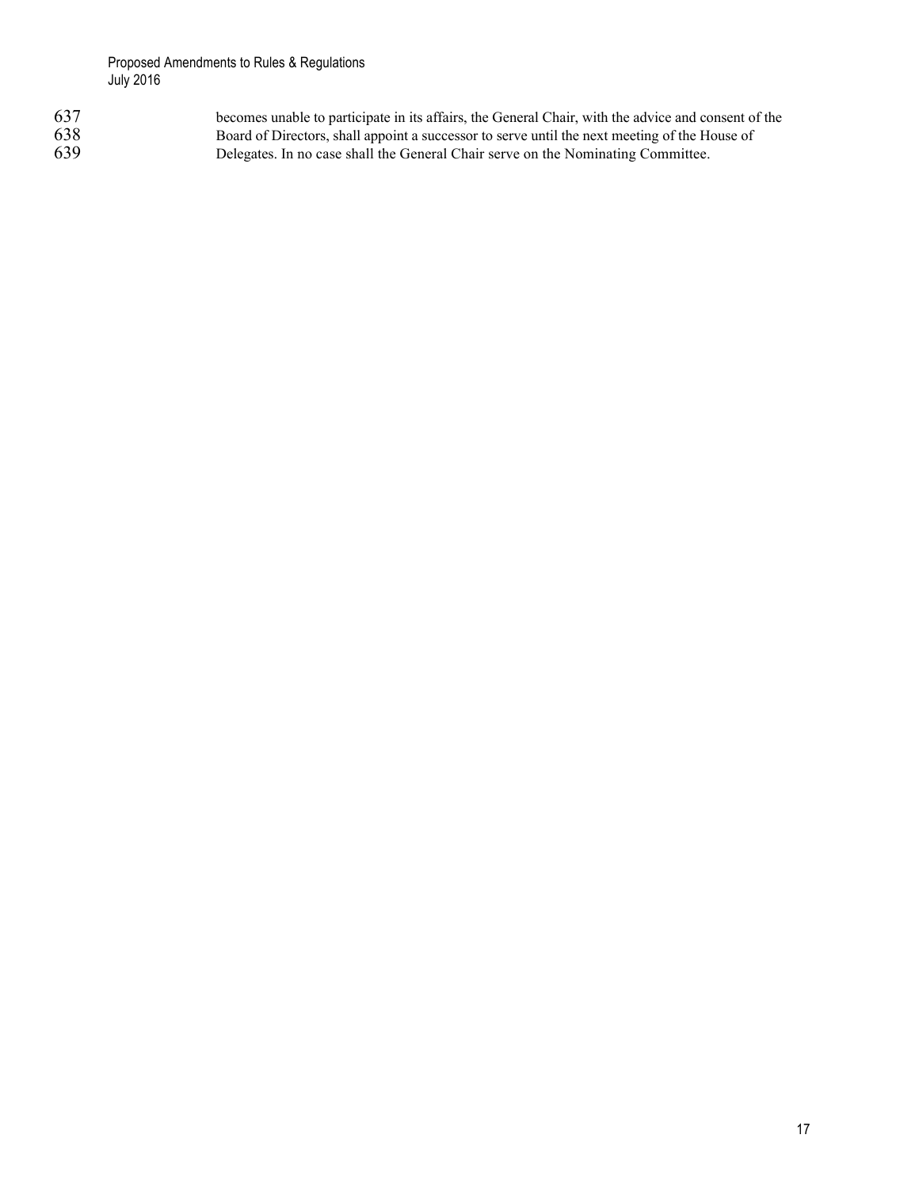becomes unable to participate in its affairs, the General Chair, with the advice and consent of the Board of Directors, shall appoint a successor to serve until the next meeting of the House of Delegates. In no case shall the General Chair serve on the Nominating Committee.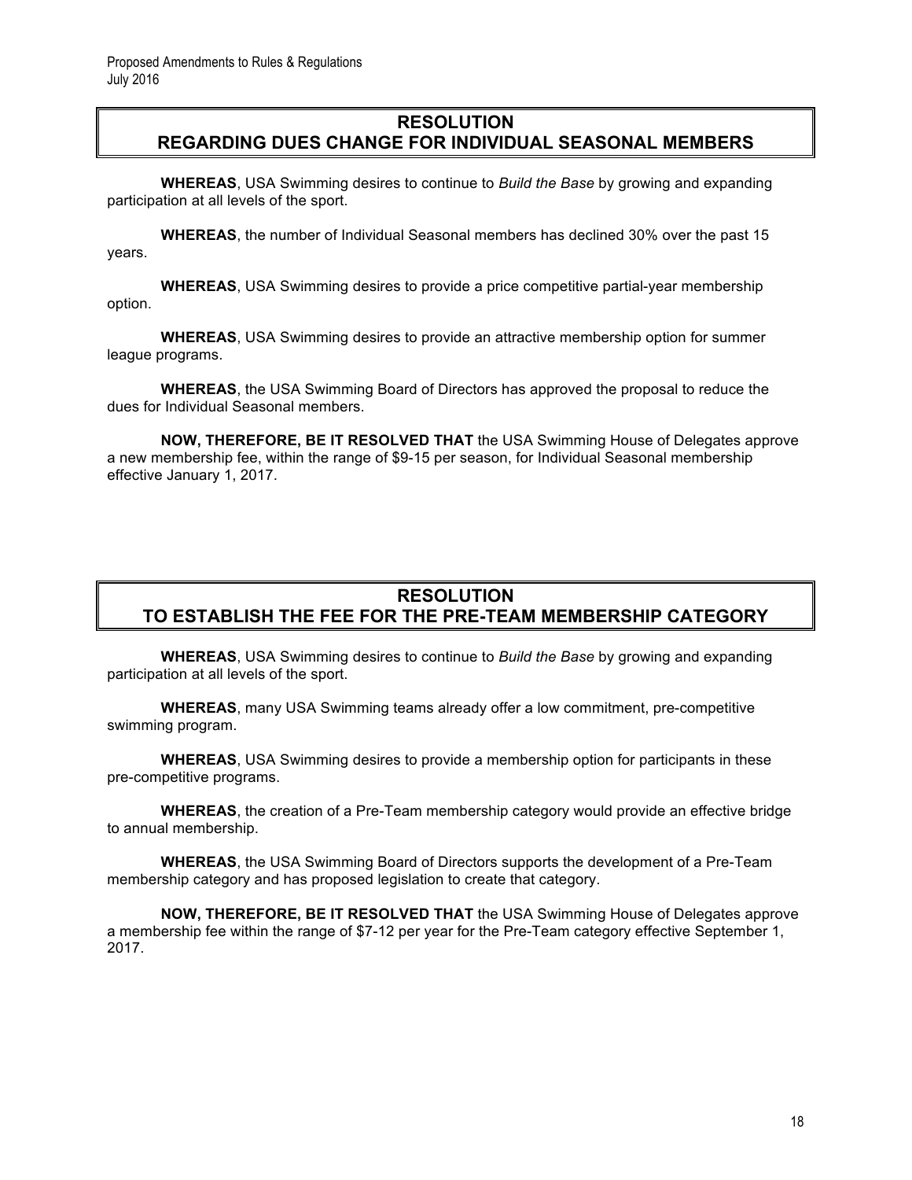## RESOLUTION
## REGARDING DUES CHANGE FOR INDIVIDUAL SEASONAL MEMBERS

**WHEREAS**, USA Swimming desires to continue to *Build the Base* by growing and expanding participation at all levels of the sport.

**WHEREAS**, the number of Individual Seasonal members has declined 30% over the past 15 years.

**WHEREAS**, USA Swimming desires to provide a price competitive partial-year membership option.

**WHEREAS**, USA Swimming desires to provide an attractive membership option for summer league programs.

**WHEREAS**, the USA Swimming Board of Directors has approved the proposal to reduce the dues for Individual Seasonal members.

**NOW, THEREFORE, BE IT RESOLVED THAT** the USA Swimming House of Delegates approve a new membership fee, within the range of $9-15 per season, for Individual Seasonal membership effective January 1, 2017.

## RESOLUTION
## TO ESTABLISH THE FEE FOR THE PRE-TEAM MEMBERSHIP CATEGORY

**WHEREAS**, USA Swimming desires to continue to *Build the Base* by growing and expanding participation at all levels of the sport.

**WHEREAS**, many USA Swimming teams already offer a low commitment, pre-competitive swimming program.

**WHEREAS**, USA Swimming desires to provide a membership option for participants in these pre-competitive programs.

**WHEREAS**, the creation of a Pre-Team membership category would provide an effective bridge to annual membership.

**WHEREAS**, the USA Swimming Board of Directors supports the development of a Pre-Team membership category and has proposed legislation to create that category.

**NOW, THEREFORE, BE IT RESOLVED THAT** the USA Swimming House of Delegates approve a membership fee within the range of $7-12 per year for the Pre-Team category effective September 1, 2017.